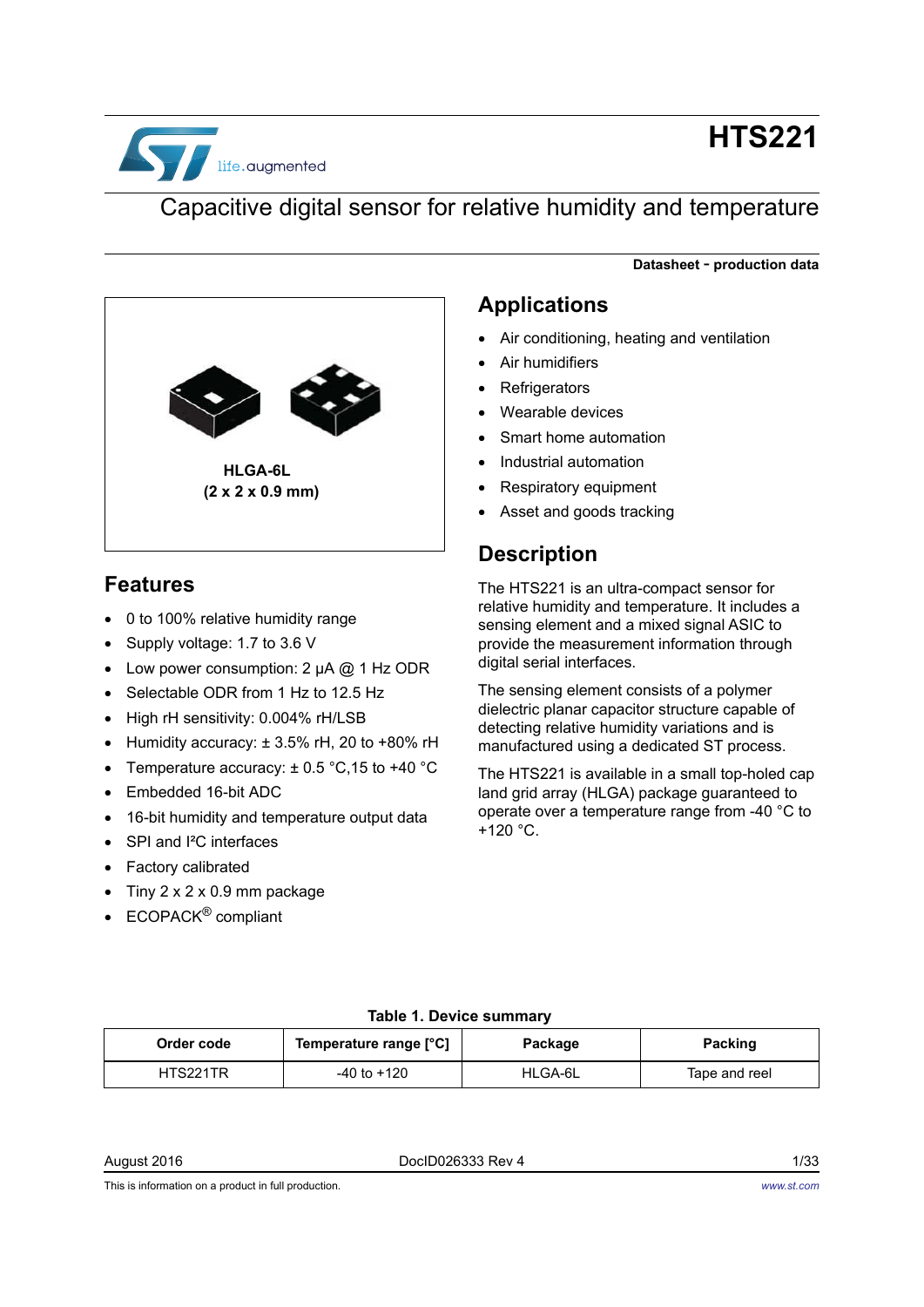# HTS221

## Capacitive digital sensor for relative humidity and temperature

**Datasheet - production data**

**HLGA-6L**
**(2 x 2 x 0.9 mm)**

## Features

- 0 to 100% relative humidity range
- Supply voltage: 1.7 to 3.6 V
- Low power consumption: 2 µA @ 1 Hz ODR
- Selectable ODR from 1 Hz to 12.5 Hz
- High rH sensitivity: 0.004% rH/LSB
- Humidity accuracy: ± 3.5% rH, 20 to +80% rH
- Temperature accuracy: ± 0.5 °C,15 to +40 °C
- Embedded 16-bit ADC
- 16-bit humidity and temperature output data
- SPI and I²C interfaces
- Factory calibrated
- Tiny 2 x 2 x 0.9 mm package
- ECOPACK® compliant

## Applications

- Air conditioning, heating and ventilation
- Air humidifiers
- Refrigerators
- Wearable devices
- Smart home automation
- Industrial automation
- Respiratory equipment
- Asset and goods tracking

## Description

The HTS221 is an ultra-compact sensor for relative humidity and temperature. It includes a sensing element and a mixed signal ASIC to provide the measurement information through digital serial interfaces.

The sensing element consists of a polymer dielectric planar capacitor structure capable of detecting relative humidity variations and is manufactured using a dedicated ST process.

The HTS221 is available in a small top-holed cap land grid array (HLGA) package guaranteed to operate over a temperature range from -40 °C to +120 °C.

**Table 1. Device summary**

| Order code | Temperature range [°C] | Package | Packing |
|---|---|---|---|
| HTS221TR | -40 to +120 | HLGA-6L | Tape and reel |

August 2016 DocID026333 Rev 4

This is information on a product in full production.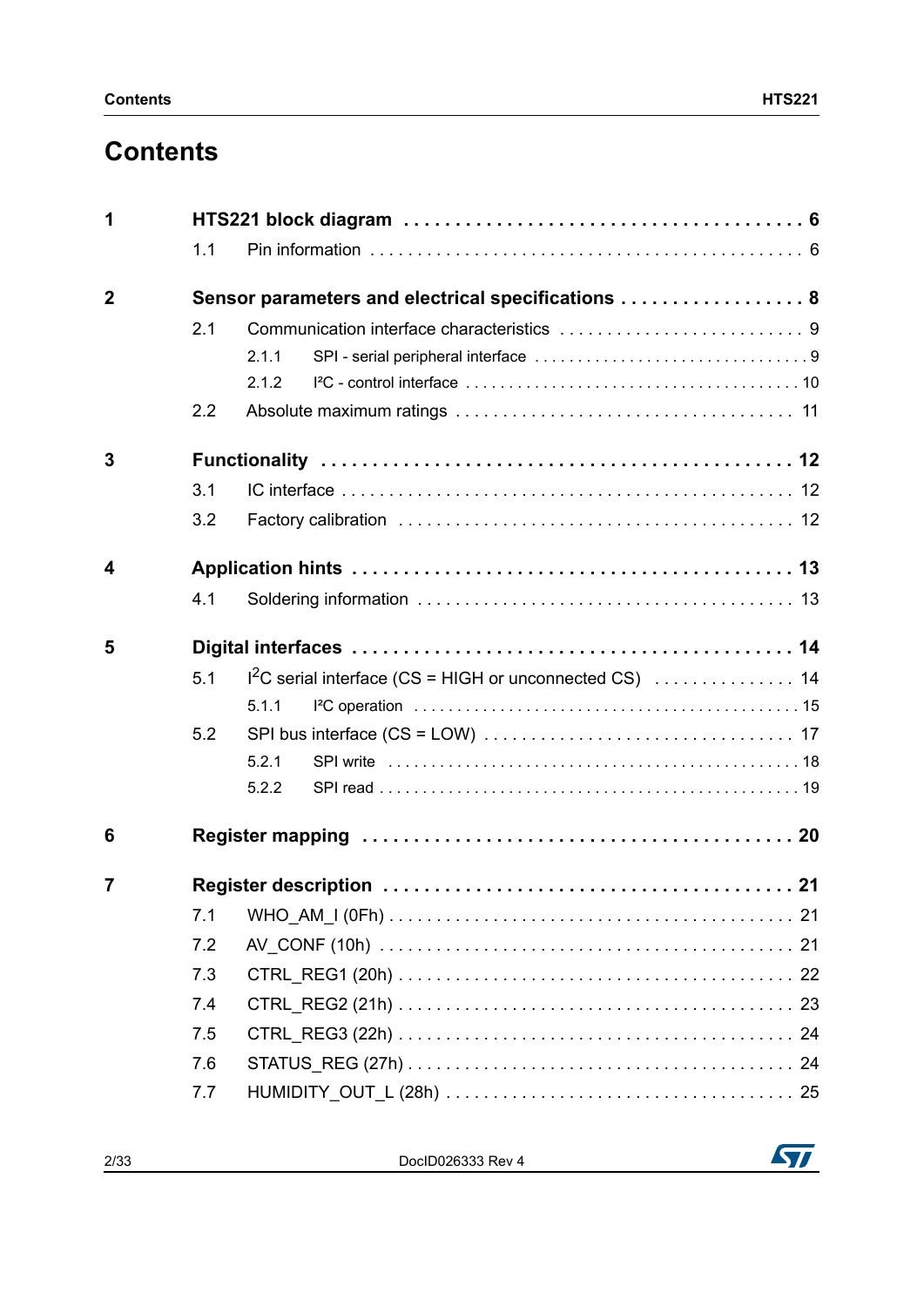# Contents

| | | | |
|---|---|---|---|
| **1** | **HTS221 block diagram** | | **6** |
| | 1.1 | Pin information | 6 |
| **2** | **Sensor parameters and electrical specifications** | | **8** |
| | 2.1 | Communication interface characteristics | 9 |
| | | 2.1.1 SPI - serial peripheral interface | 9 |
| | | 2.1.2 I²C - control interface | 10 |
| | 2.2 | Absolute maximum ratings | 11 |
| **3** | **Functionality** | | **12** |
| | 3.1 | IC interface | 12 |
| | 3.2 | Factory calibration | 12 |
| **4** | **Application hints** | | **13** |
| | 4.1 | Soldering information | 13 |
| **5** | **Digital interfaces** | | **14** |
| | 5.1 | I²C serial interface (CS = HIGH or unconnected CS) | 14 |
| | | 5.1.1 I²C operation | 15 |
| | 5.2 | SPI bus interface (CS = LOW) | 17 |
| | | 5.2.1 SPI write | 18 |
| | | 5.2.2 SPI read | 19 |
| **6** | **Register mapping** | | **20** |
| **7** | **Register description** | | **21** |
| | 7.1 | WHO_AM_I (0Fh) | 21 |
| | 7.2 | AV_CONF (10h) | 21 |
| | 7.3 | CTRL_REG1 (20h) | 22 |
| | 7.4 | CTRL_REG2 (21h) | 23 |
| | 7.5 | CTRL_REG3 (22h) | 24 |
| | 7.6 | STATUS_REG (27h) | 24 |
| | 7.7 | HUMIDITY_OUT_L (28h) | 25 |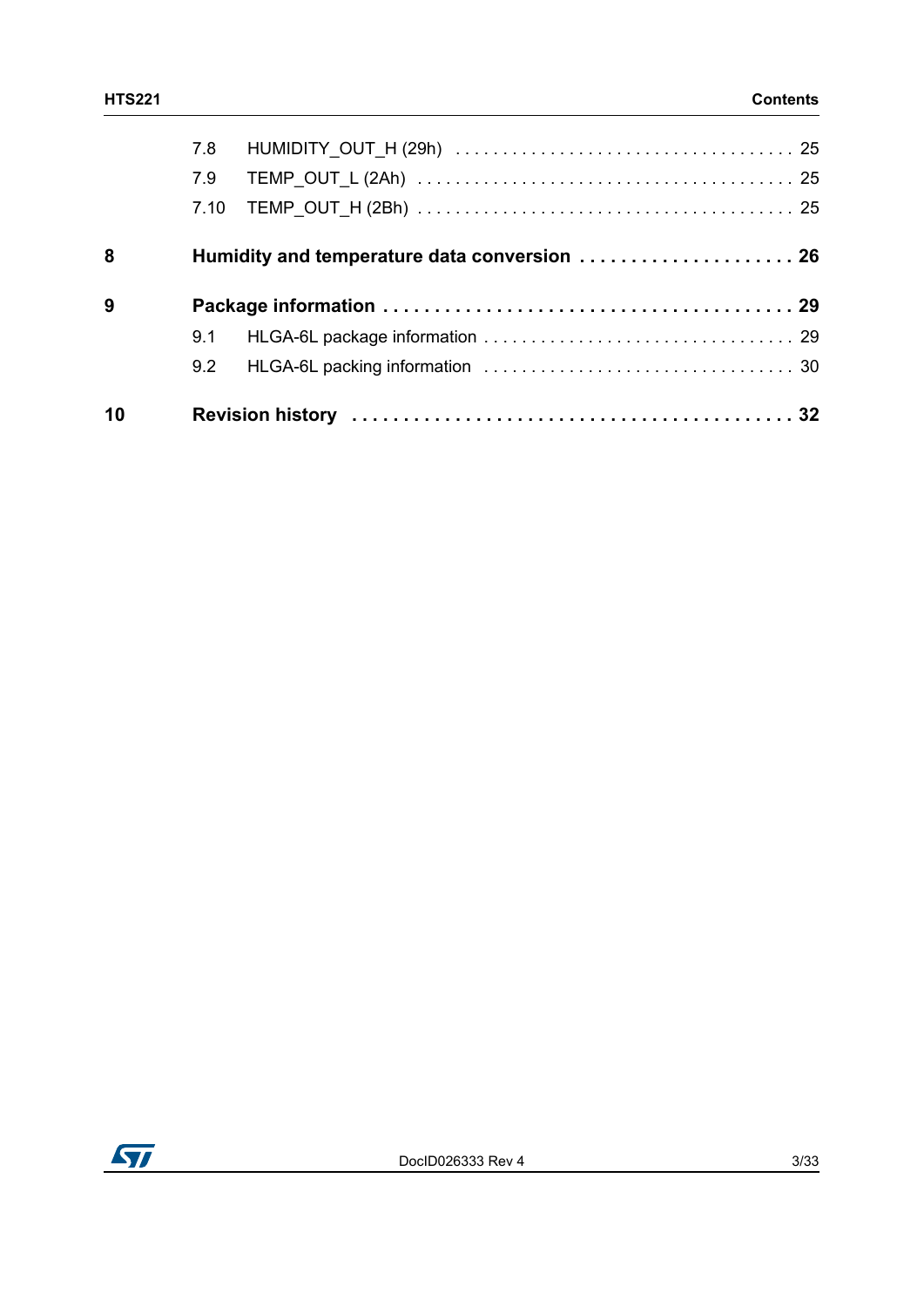| | | |
|---|---|---|
| 7.8 | HUMIDITY_OUT_H (29h) | 25 |
| 7.9 | TEMP_OUT_L (2Ah) | 25 |
| 7.10 | TEMP_OUT_H (2Bh) | 25 |
| **8** | **Humidity and temperature data conversion** | **26** |
| **9** | **Package information** | **29** |
| 9.1 | HLGA-6L package information | 29 |
| 9.2 | HLGA-6L packing information | 30 |
| **10** | **Revision history** | **32** |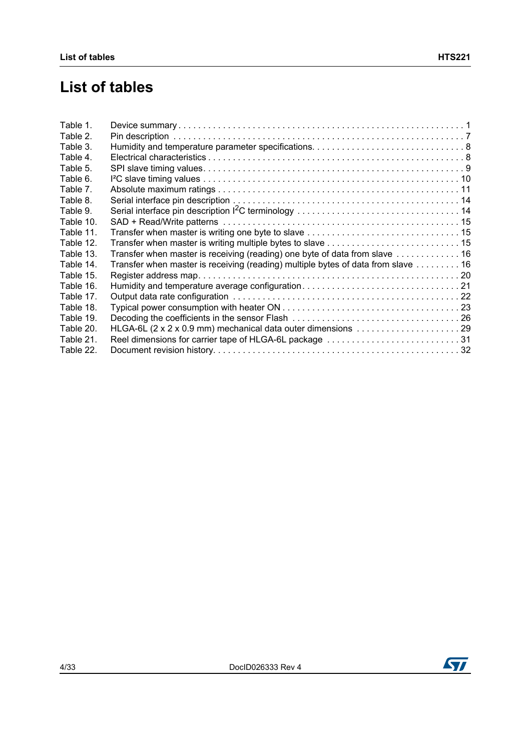# List of tables

Table 1. Device summary . . . . . . . . . . . . . . . . . . . . . . . . . . . . . . . . . . . . . . . . . . . . . . . . . . . . . . . . . . 1
Table 2. Pin description . . . . . . . . . . . . . . . . . . . . . . . . . . . . . . . . . . . . . . . . . . . . . . . . . . . . . . . . . . . 7
Table 3. Humidity and temperature parameter specifications. . . . . . . . . . . . . . . . . . . . . . . . . . . . . . . . 8
Table 4. Electrical characteristics . . . . . . . . . . . . . . . . . . . . . . . . . . . . . . . . . . . . . . . . . . . . . . . . . . . . 8
Table 5. SPI slave timing values. . . . . . . . . . . . . . . . . . . . . . . . . . . . . . . . . . . . . . . . . . . . . . . . . . . . . 9
Table 6. I²C slave timing values . . . . . . . . . . . . . . . . . . . . . . . . . . . . . . . . . . . . . . . . . . . . . . . . . . . . 10
Table 7. Absolute maximum ratings . . . . . . . . . . . . . . . . . . . . . . . . . . . . . . . . . . . . . . . . . . . . . . . . . . 11
Table 8. Serial interface pin description . . . . . . . . . . . . . . . . . . . . . . . . . . . . . . . . . . . . . . . . . . . . . . . 14
Table 9. Serial interface pin description I²C terminology . . . . . . . . . . . . . . . . . . . . . . . . . . . . . . . . . . 14
Table 10. SAD + Read/Write patterns . . . . . . . . . . . . . . . . . . . . . . . . . . . . . . . . . . . . . . . . . . . . . . . . . 15
Table 11. Transfer when master is writing one byte to slave . . . . . . . . . . . . . . . . . . . . . . . . . . . . . . . . 15
Table 12. Transfer when master is writing multiple bytes to slave . . . . . . . . . . . . . . . . . . . . . . . . . . . 15
Table 13. Transfer when master is receiving (reading) one byte of data from slave . . . . . . . . . . . . . 16
Table 14. Transfer when master is receiving (reading) multiple bytes of data from slave . . . . . . . . . 16
Table 15. Register address map. . . . . . . . . . . . . . . . . . . . . . . . . . . . . . . . . . . . . . . . . . . . . . . . . . . . . 20
Table 16. Humidity and temperature average configuration. . . . . . . . . . . . . . . . . . . . . . . . . . . . . . . . 21
Table 17. Output data rate configuration . . . . . . . . . . . . . . . . . . . . . . . . . . . . . . . . . . . . . . . . . . . . . . . 22
Table 18. Typical power consumption with heater ON . . . . . . . . . . . . . . . . . . . . . . . . . . . . . . . . . . . . 23
Table 19. Decoding the coefficients in the sensor Flash . . . . . . . . . . . . . . . . . . . . . . . . . . . . . . . . . . . 26
Table 20. HLGA-6L (2 x 2 x 0.9 mm) mechanical data outer dimensions . . . . . . . . . . . . . . . . . . . . . 29
Table 21. Reel dimensions for carrier tape of HLGA-6L package . . . . . . . . . . . . . . . . . . . . . . . . . . . 31
Table 22. Document revision history. . . . . . . . . . . . . . . . . . . . . . . . . . . . . . . . . . . . . . . . . . . . . . . . . . 32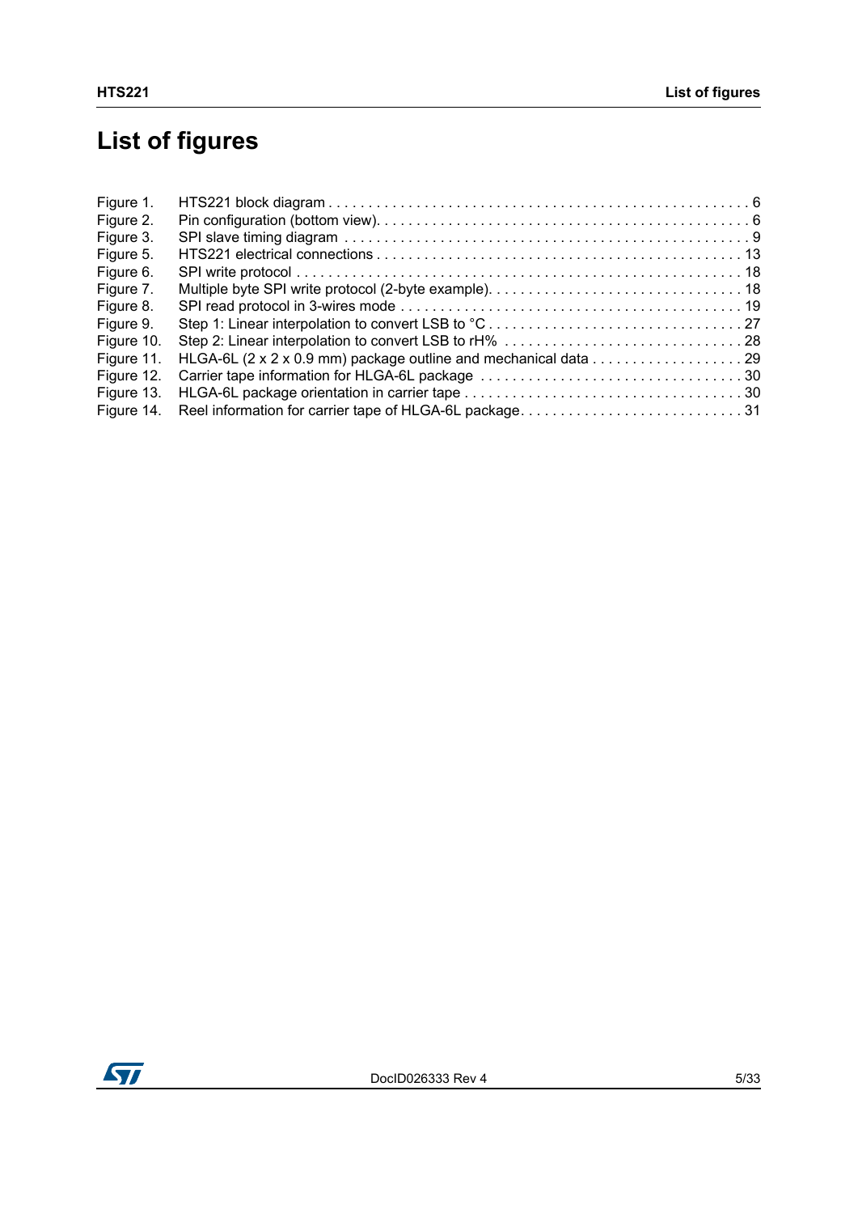# List of figures

| | | |
|---|---|---|
| Figure 1. | HTS221 block diagram | 6 |
| Figure 2. | Pin configuration (bottom view). | 6 |
| Figure 3. | SPI slave timing diagram | 9 |
| Figure 5. | HTS221 electrical connections | 13 |
| Figure 6. | SPI write protocol | 18 |
| Figure 7. | Multiple byte SPI write protocol (2-byte example). | 18 |
| Figure 8. | SPI read protocol in 3-wires mode | 19 |
| Figure 9. | Step 1: Linear interpolation to convert LSB to °C | 27 |
| Figure 10. | Step 2: Linear interpolation to convert LSB to rH% | 28 |
| Figure 11. | HLGA-6L (2 x 2 x 0.9 mm) package outline and mechanical data | 29 |
| Figure 12. | Carrier tape information for HLGA-6L package | 30 |
| Figure 13. | HLGA-6L package orientation in carrier tape | 30 |
| Figure 14. | Reel information for carrier tape of HLGA-6L package. | 31 |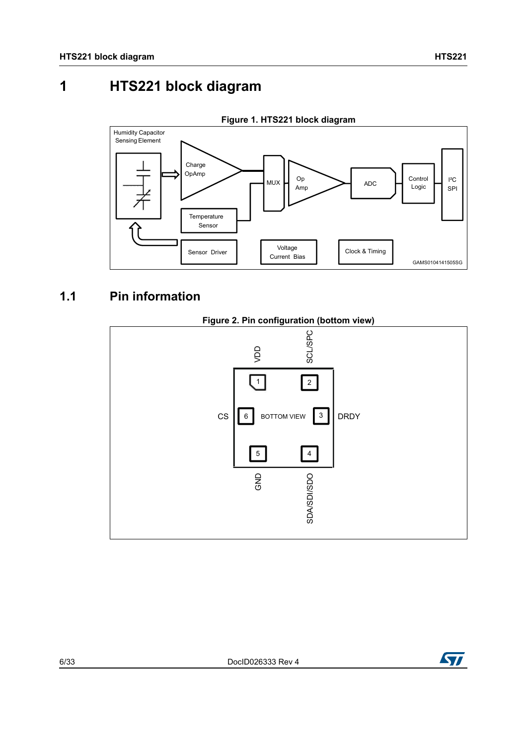# 1 HTS221 block diagram

**Figure 1. HTS221 block diagram**

## 1.1 Pin information

**Figure 2. Pin configuration (bottom view)**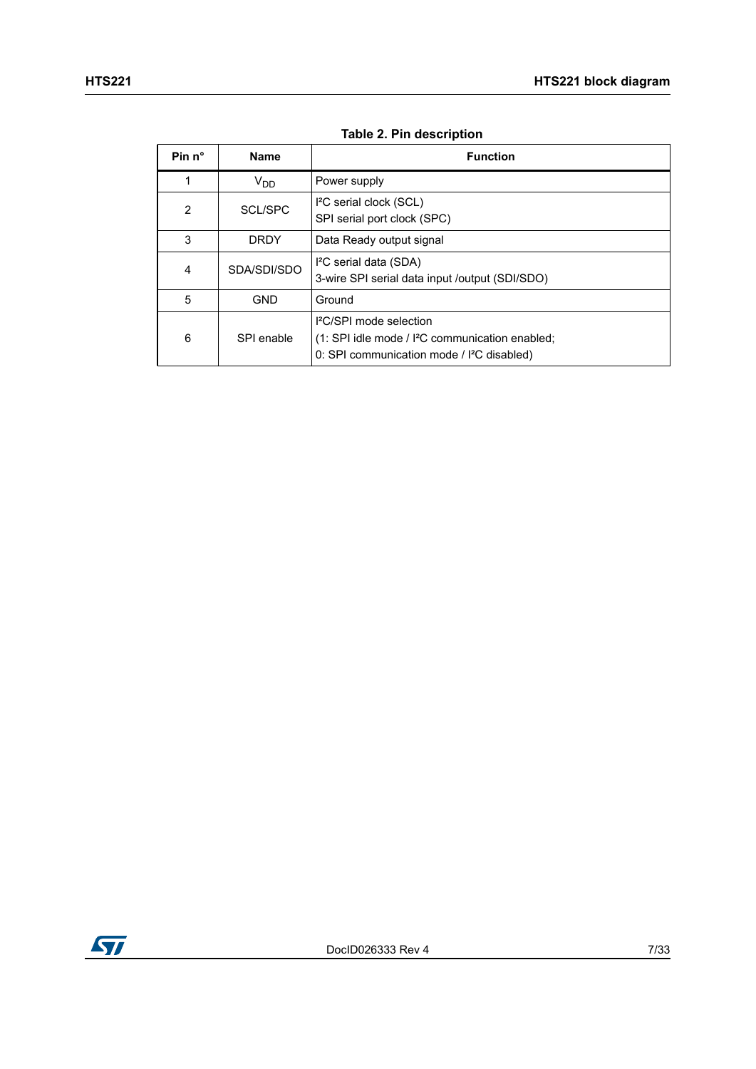**Table 2. Pin description**

| Pin n° | Name | Function |
|---|---|---|
| 1 | $V_{DD}$ | Power supply |
| 2 | SCL/SPC | I²C serial clock (SCL)<br>SPI serial port clock (SPC) |
| 3 | DRDY | Data Ready output signal |
| 4 | SDA/SDI/SDO | I²C serial data (SDA)<br>3-wire SPI serial data input /output (SDI/SDO) |
| 5 | GND | Ground |
| 6 | SPI enable | I²C/SPI mode selection<br>(1: SPI idle mode / I²C communication enabled;<br>0: SPI communication mode / I²C disabled) |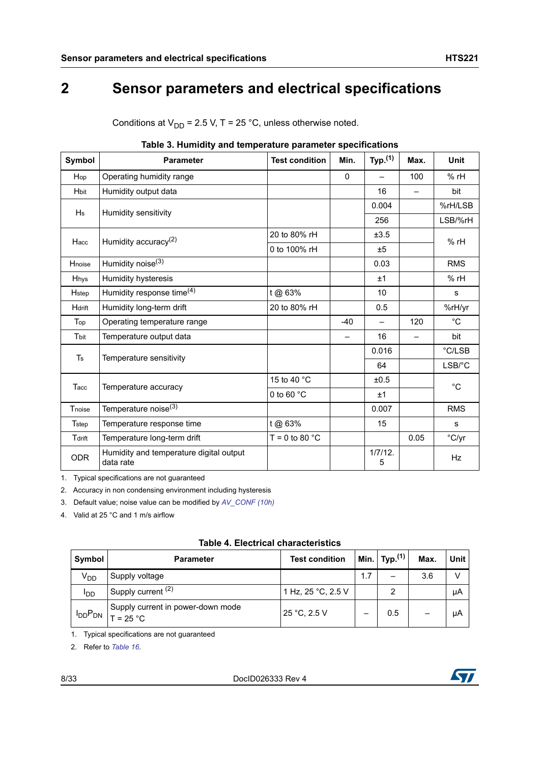# 2 Sensor parameters and electrical specifications

Conditions at $V_{DD}$ = 2.5 V, T = 25 °C, unless otherwise noted.

**Table 3. Humidity and temperature parameter specifications**

| Symbol | Parameter | Test condition | Min. | Typ.[1] | Max. | Unit |
|---|---|---|---|---|---|---|
| $H_{op}$ | Operating humidity range | | 0 | – | 100 | % rH |
| $H_{bit}$ | Humidity output data | | | 16 | – | bit |
| $H_s$ | Humidity sensitivity | | | 0.004 | | %rH/LSB |
| | | | | 256 | | LSB/%rH |
| $H_{acc}$ | Humidity accuracy[2] | 20 to 80% rH | | ±3.5 | | % rH |
| | | 0 to 100% rH | | ±5 | | |
| $H_{noise}$ | Humidity noise[3] | | | 0.03 | | RMS |
| $H_{hys}$ | Humidity hysteresis | | | ±1 | | % rH |
| $H_{step}$ | Humidity response time[4] | t @ 63% | | 10 | | s |
| $H_{drift}$ | Humidity long-term drift | 20 to 80% rH | | 0.5 | | %rH/yr |
| $T_{op}$ | Operating temperature range | | -40 | – | 120 | °C |
| $T_{bit}$ | Temperature output data | | – | 16 | – | bit |
| $T_s$ | Temperature sensitivity | | | 0.016 | | °C/LSB |
| | | | | 64 | | LSB/°C |
| $T_{acc}$ | Temperature accuracy | 15 to 40 °C | | ±0.5 | | °C |
| | | 0 to 60 °C | | ±1 | | |
| $T_{noise}$ | Temperature noise[3] | | | 0.007 | | RMS |
| $T_{step}$ | Temperature response time | t @ 63% | | 15 | | s |
| $T_{drift}$ | Temperature long-term drift | T = 0 to 80 °C | | | 0.05 | °C/yr |
| ODR | Humidity and temperature digital output data rate | | | 1/7/12.5 | | Hz |

1. Typical specifications are not guaranteed
2. Accuracy in non condensing environment including hysteresis
3. Default value; noise value can be modified by *AV_CONF (10h)*
4. Valid at 25 °C and 1 m/s airflow

**Table 4. Electrical characteristics**

| Symbol | Parameter | Test condition | Min. | Typ.[1] | Max. | Unit |
|---|---|---|---|---|---|---|
| $V_{DD}$ | Supply voltage | | 1.7 | – | 3.6 | V |
| $I_{DD}$ | Supply current [2] | 1 Hz, 25 °C, 2.5 V | | 2 | | µA |
| $I_{DD}P_{DN}$ | Supply current in power-down mode T = 25 °C | 25 °C, 2.5 V | – | 0.5 | – | µA |

1. Typical specifications are not guaranteed
2. Refer to *Table 16*.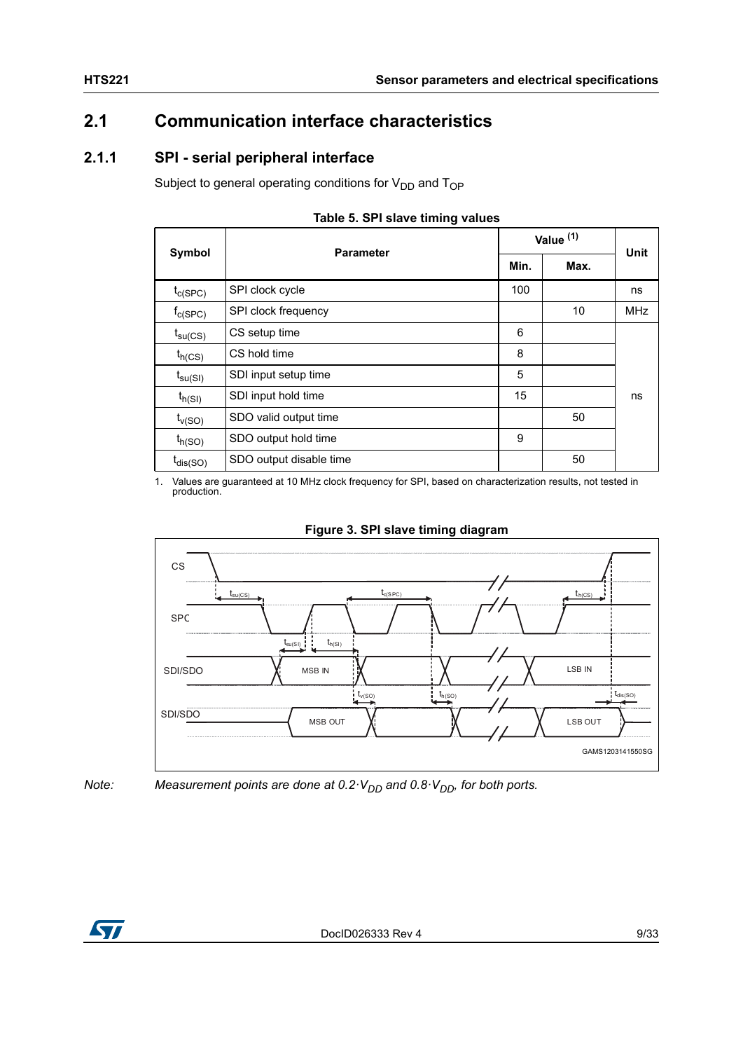## 2.1 Communication interface characteristics

### 2.1.1 SPI - serial peripheral interface

Subject to general operating conditions for $V_{DD}$ and $T_{OP}$

**Table 5. SPI slave timing values**

| Symbol | Parameter | Value [(1)] | | Unit |
|---|---|---|---|---|
| | | Min. | Max. | |
| $t_{c(SPC)}$ | SPI clock cycle | 100 | | ns |
| $f_{c(SPC)}$ | SPI clock frequency | | 10 | MHz |
| $t_{su(CS)}$ | CS setup time | 6 | | ns |
| $t_{h(CS)}$ | CS hold time | 8 | | ns |
| $t_{su(SI)}$ | SDI input setup time | 5 | | ns |
| $t_{h(SI)}$ | SDI input hold time | 15 | | ns |
| $t_{v(SO)}$ | SDO valid output time | | 50 | ns |
| $t_{h(SO)}$ | SDO output hold time | 9 | | ns |
| $t_{dis(SO)}$ | SDO output disable time | | 50 | ns |

1. Values are guaranteed at 10 MHz clock frequency for SPI, based on characterization results, not tested in production.

**Figure 3. SPI slave timing diagram**

*Note: Measurement points are done at $0.2 \cdot V_{DD}$ and $0.8 \cdot V_{DD}$, for both ports.*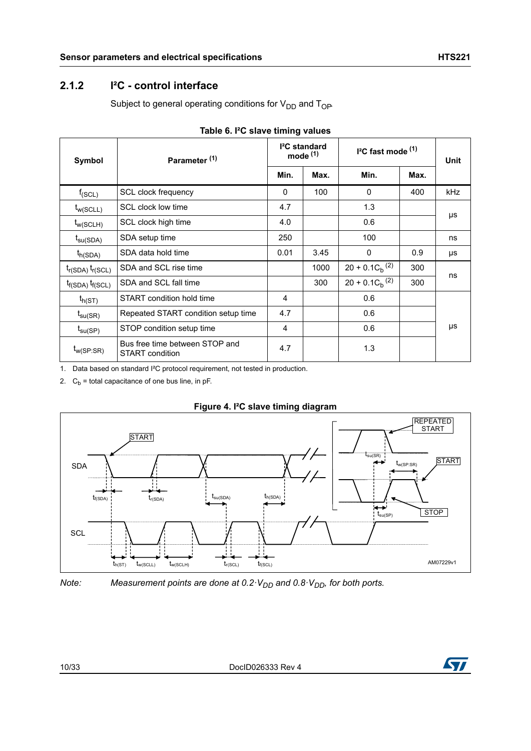### 2.1.2 I²C - control interface

Subject to general operating conditions for $V_{DD}$ and $T_{OP}$.

**Table 6. I²C slave timing values**

| Symbol | Parameter (1) | I²C standard mode (1) | | I²C fast mode (1) | | Unit |
|---|---|---|---|---|---|---|
| | | Min. | Max. | Min. | Max. | |
| $f_{(SCL)}$ | SCL clock frequency | 0 | 100 | 0 | 400 | kHz |
| $t_{w(SCLL)}$ | SCL clock low time | 4.7 | | 1.3 | | μs |
| $t_{w(SCLH)}$ | SCL clock high time | 4.0 | | 0.6 | | μs |
| $t_{su(SDA)}$ | SDA setup time | 250 | | 100 | | ns |
| $t_{h(SDA)}$ | SDA data hold time | 0.01 | 3.45 | 0 | 0.9 | μs |
| $t_{r(SDA)}$ $t_{r(SCL)}$ | SDA and SCL rise time | | 1000 | $20 + 0.1C_b$ (2) | 300 | ns |
| $t_{f(SDA)}$ $t_{f(SCL)}$ | SDA and SCL fall time | | 300 | $20 + 0.1C_b$ (2) | 300 | ns |
| $t_{h(ST)}$ | START condition hold time | 4 | | 0.6 | | μs |
| $t_{su(SR)}$ | Repeated START condition setup time | 4.7 | | 0.6 | | μs |
| $t_{su(SP)}$ | STOP condition setup time | 4 | | 0.6 | | μs |
| $t_{w(SP:SR)}$ | Bus free time between STOP and START condition | 4.7 | | 1.3 | | μs |

1. Data based on standard I²C protocol requirement, not tested in production.
2. $C_b$ = total capacitance of one bus line, in pF.

**Figure 4. I²C slave timing diagram**

*Note: Measurement points are done at $0.2 \cdot V_{DD}$ and $0.8 \cdot V_{DD}$, for both ports.*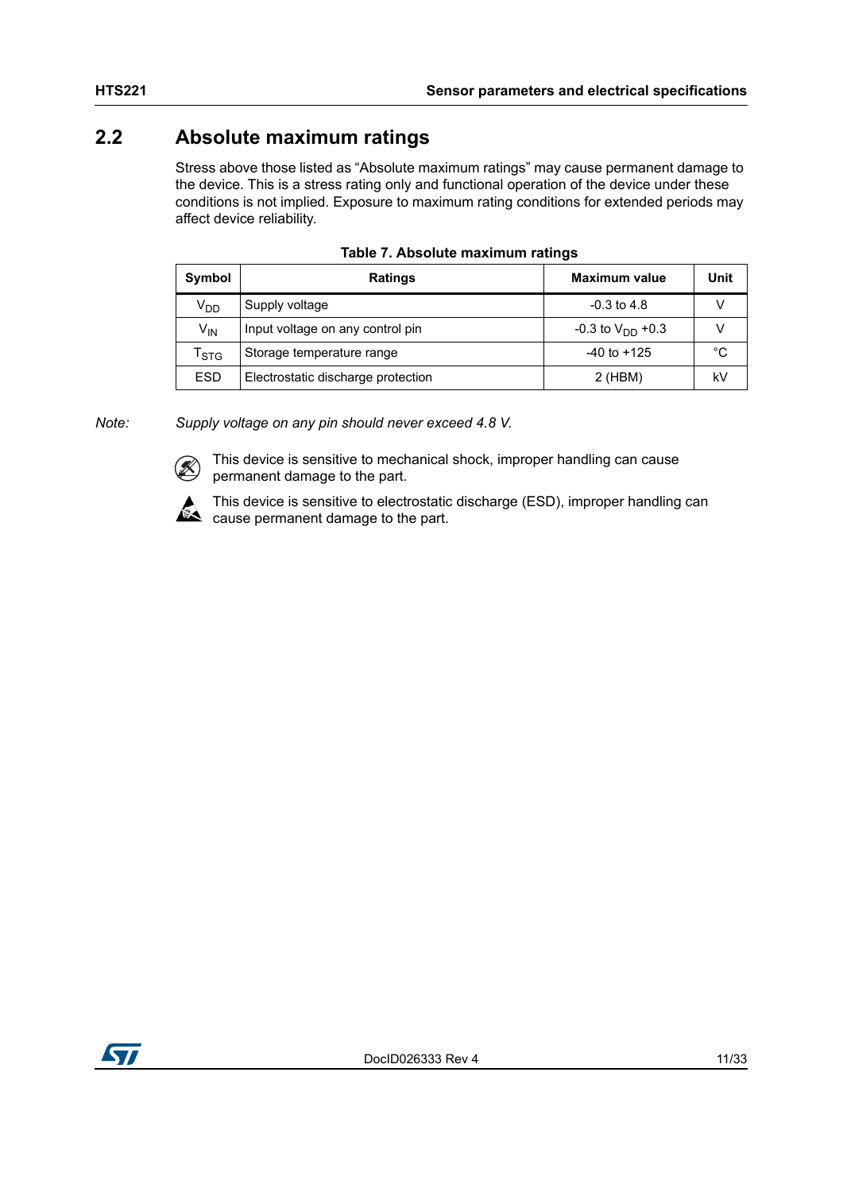## 2.2 Absolute maximum ratings

Stress above those listed as "Absolute maximum ratings" may cause permanent damage to the device. This is a stress rating only and functional operation of the device under these conditions is not implied. Exposure to maximum rating conditions for extended periods may affect device reliability.

**Table 7. Absolute maximum ratings**

| Symbol | Ratings | Maximum value | Unit |
|---|---|---|---|
| $V_{DD}$ | Supply voltage | -0.3 to 4.8 | V |
| $V_{IN}$ | Input voltage on any control pin | -0.3 to $V_{DD}$ +0.3 | V |
| $T_{STG}$ | Storage temperature range | -40 to +125 | °C |
| ESD | Electrostatic discharge protection | 2 (HBM) | kV |

*Note: Supply voltage on any pin should never exceed 4.8 V.*

This device is sensitive to mechanical shock, improper handling can cause permanent damage to the part.

This device is sensitive to electrostatic discharge (ESD), improper handling can cause permanent damage to the part.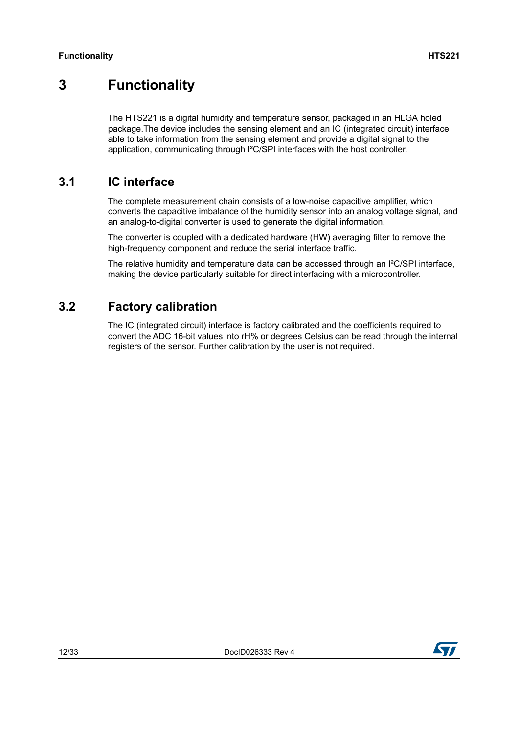# 3 Functionality

The HTS221 is a digital humidity and temperature sensor, packaged in an HLGA holed package.The device includes the sensing element and an IC (integrated circuit) interface able to take information from the sensing element and provide a digital signal to the application, communicating through I²C/SPI interfaces with the host controller.

## 3.1 IC interface

The complete measurement chain consists of a low-noise capacitive amplifier, which converts the capacitive imbalance of the humidity sensor into an analog voltage signal, and an analog-to-digital converter is used to generate the digital information.

The converter is coupled with a dedicated hardware (HW) averaging filter to remove the high-frequency component and reduce the serial interface traffic.

The relative humidity and temperature data can be accessed through an I²C/SPI interface, making the device particularly suitable for direct interfacing with a microcontroller.

## 3.2 Factory calibration

The IC (integrated circuit) interface is factory calibrated and the coefficients required to convert the ADC 16-bit values into rH% or degrees Celsius can be read through the internal registers of the sensor. Further calibration by the user is not required.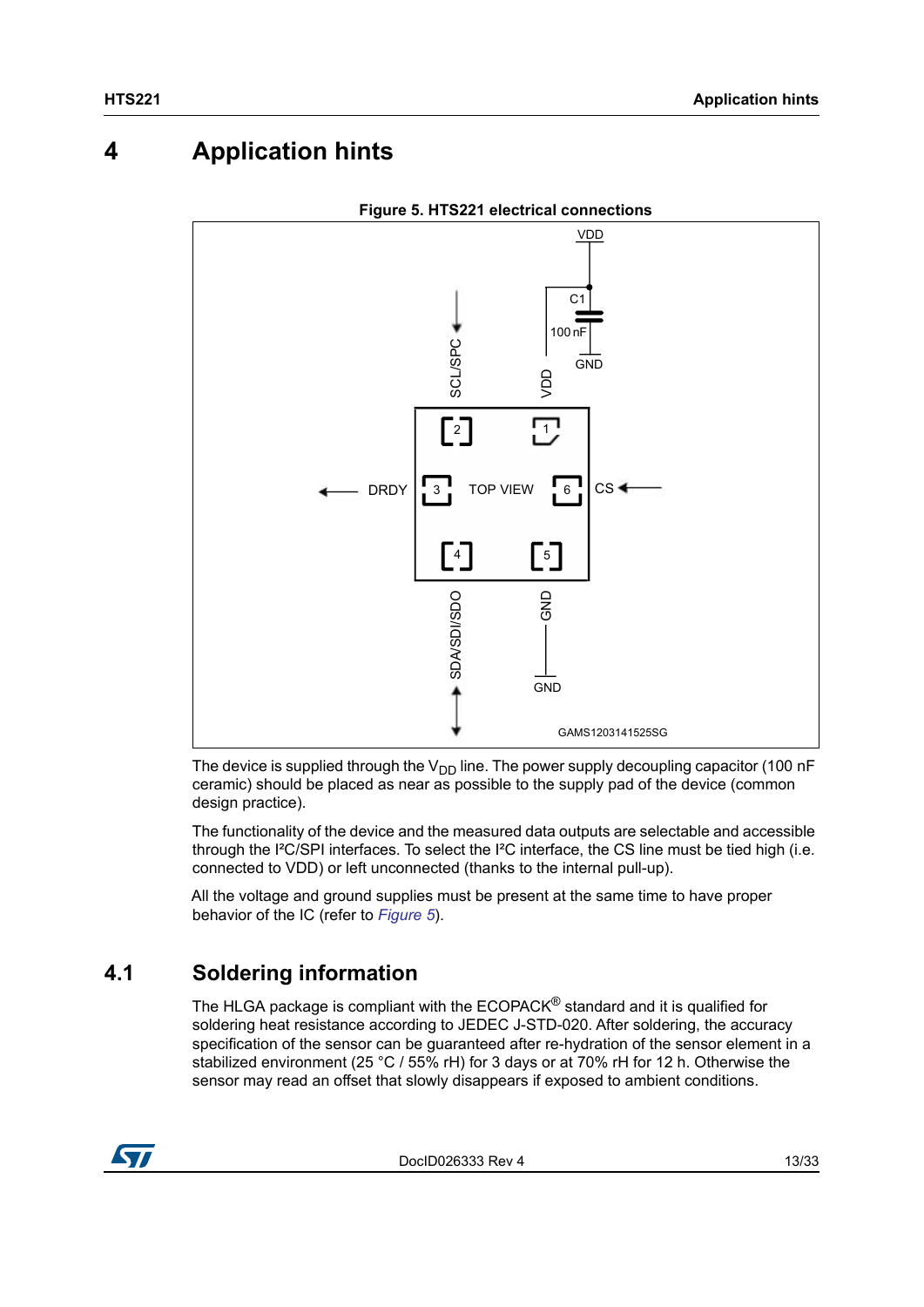# 4 Application hints

**Figure 5. HTS221 electrical connections**

The device is supplied through the $V_{DD}$ line. The power supply decoupling capacitor (100 nF ceramic) should be placed as near as possible to the supply pad of the device (common design practice).

The functionality of the device and the measured data outputs are selectable and accessible through the I²C/SPI interfaces. To select the I²C interface, the CS line must be tied high (i.e. connected to VDD) or left unconnected (thanks to the internal pull-up).

All the voltage and ground supplies must be present at the same time to have proper behavior of the IC (refer to *Figure 5*).

## 4.1 Soldering information

The HLGA package is compliant with the ECOPACK® standard and it is qualified for soldering heat resistance according to JEDEC J-STD-020. After soldering, the accuracy specification of the sensor can be guaranteed after re-hydration of the sensor element in a stabilized environment (25 °C / 55% rH) for 3 days or at 70% rH for 12 h. Otherwise the sensor may read an offset that slowly disappears if exposed to ambient conditions.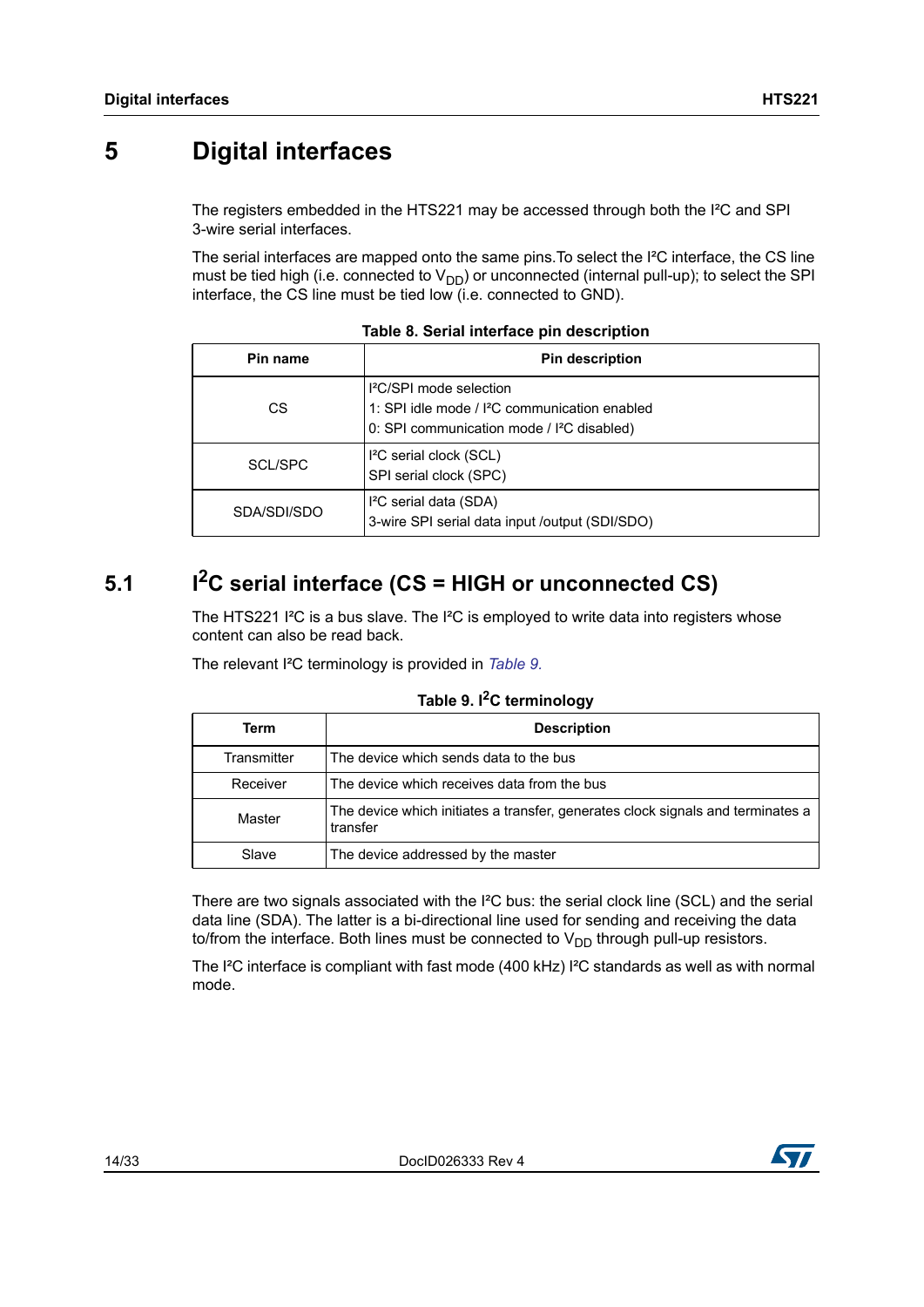# 5 Digital interfaces

The registers embedded in the HTS221 may be accessed through both the I²C and SPI 3-wire serial interfaces.

The serial interfaces are mapped onto the same pins.To select the I²C interface, the CS line must be tied high (i.e. connected to $V_{DD}$) or unconnected (internal pull-up); to select the SPI interface, the CS line must be tied low (i.e. connected to GND).

**Table 8. Serial interface pin description**

| Pin name | Pin description |
|---|---|
| CS | I²C/SPI mode selection<br>1: SPI idle mode / I²C communication enabled<br>0: SPI communication mode / I²C disabled) |
| SCL/SPC | I²C serial clock (SCL)<br>SPI serial clock (SPC) |
| SDA/SDI/SDO | I²C serial data (SDA)<br>3-wire SPI serial data input /output (SDI/SDO) |

## 5.1 I²C serial interface (CS = HIGH or unconnected CS)

The HTS221 I²C is a bus slave. The I²C is employed to write data into registers whose content can also be read back.

The relevant I²C terminology is provided in *Table 9.*

**Table 9. I²C terminology**

| Term | Description |
|---|---|
| Transmitter | The device which sends data to the bus |
| Receiver | The device which receives data from the bus |
| Master | The device which initiates a transfer, generates clock signals and terminates a transfer |
| Slave | The device addressed by the master |

There are two signals associated with the I²C bus: the serial clock line (SCL) and the serial data line (SDA). The latter is a bi-directional line used for sending and receiving the data to/from the interface. Both lines must be connected to $V_{DD}$ through pull-up resistors.

The I²C interface is compliant with fast mode (400 kHz) I²C standards as well as with normal mode.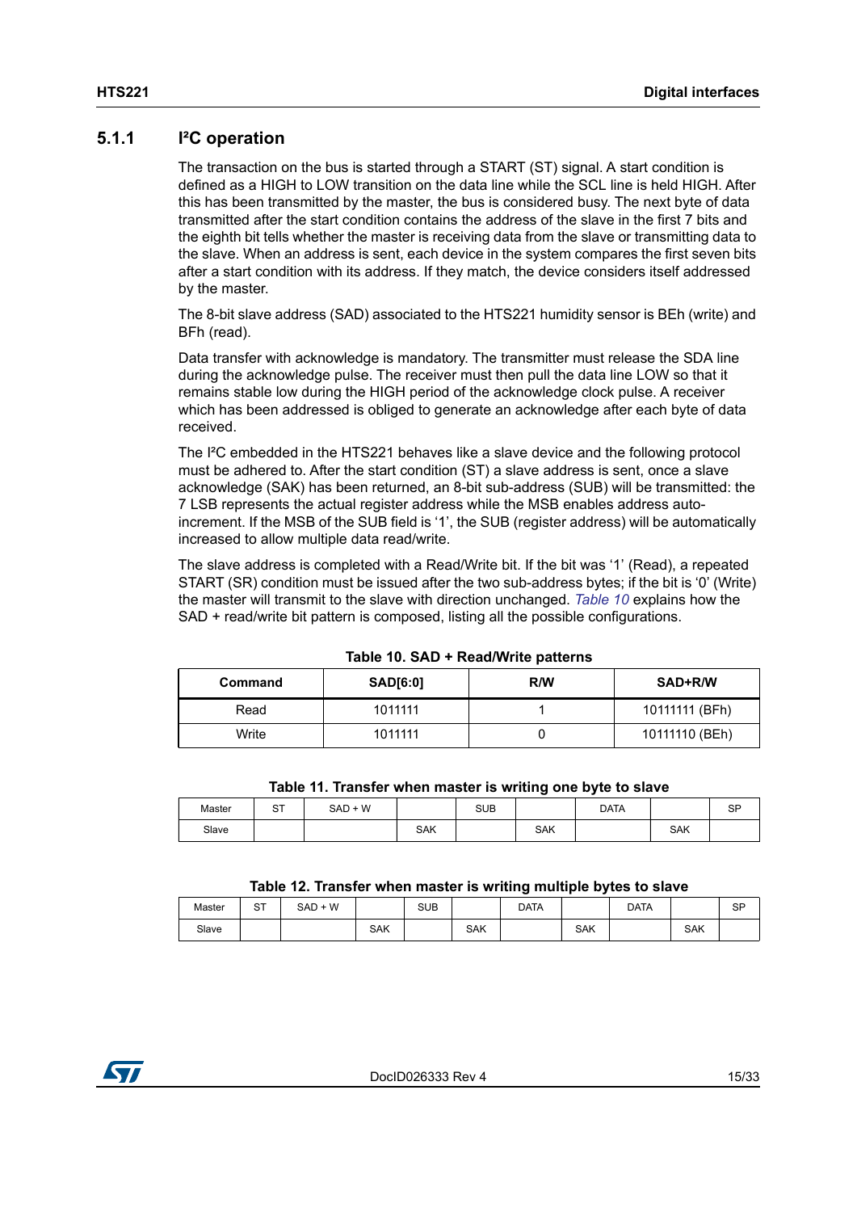### 5.1.1 I²C operation

The transaction on the bus is started through a START (ST) signal. A start condition is defined as a HIGH to LOW transition on the data line while the SCL line is held HIGH. After this has been transmitted by the master, the bus is considered busy. The next byte of data transmitted after the start condition contains the address of the slave in the first 7 bits and the eighth bit tells whether the master is receiving data from the slave or transmitting data to the slave. When an address is sent, each device in the system compares the first seven bits after a start condition with its address. If they match, the device considers itself addressed by the master.

The 8-bit slave address (SAD) associated to the HTS221 humidity sensor is BEh (write) and BFh (read).

Data transfer with acknowledge is mandatory. The transmitter must release the SDA line during the acknowledge pulse. The receiver must then pull the data line LOW so that it remains stable low during the HIGH period of the acknowledge clock pulse. A receiver which has been addressed is obliged to generate an acknowledge after each byte of data received.

The I²C embedded in the HTS221 behaves like a slave device and the following protocol must be adhered to. After the start condition (ST) a slave address is sent, once a slave acknowledge (SAK) has been returned, an 8-bit sub-address (SUB) will be transmitted: the 7 LSB represents the actual register address while the MSB enables address auto-increment. If the MSB of the SUB field is '1', the SUB (register address) will be automatically increased to allow multiple data read/write.

The slave address is completed with a Read/Write bit. If the bit was '1' (Read), a repeated START (SR) condition must be issued after the two sub-address bytes; if the bit is '0' (Write) the master will transmit to the slave with direction unchanged. *Table 10* explains how the SAD + read/write bit pattern is composed, listing all the possible configurations.

**Table 10. SAD + Read/Write patterns**

| Command | SAD[6:0] | R/W | SAD+R/W |
|---|---|---|---|
| Read | 1011111 | 1 | 10111111 (BFh) |
| Write | 1011111 | 0 | 10111110 (BEh) |

**Table 11. Transfer when master is writing one byte to slave**

| Master | ST | SAD + W | | SUB | | DATA | | SP |
|---|---|---|---|---|---|---|---|---|
| Slave | | | SAK | | SAK | | SAK | |

**Table 12. Transfer when master is writing multiple bytes to slave**

| Master | ST | SAD + W | | SUB | | DATA | | DATA | | SP |
|---|---|---|---|---|---|---|---|---|---|---|
| Slave | | | SAK | | SAK | | SAK | | SAK | |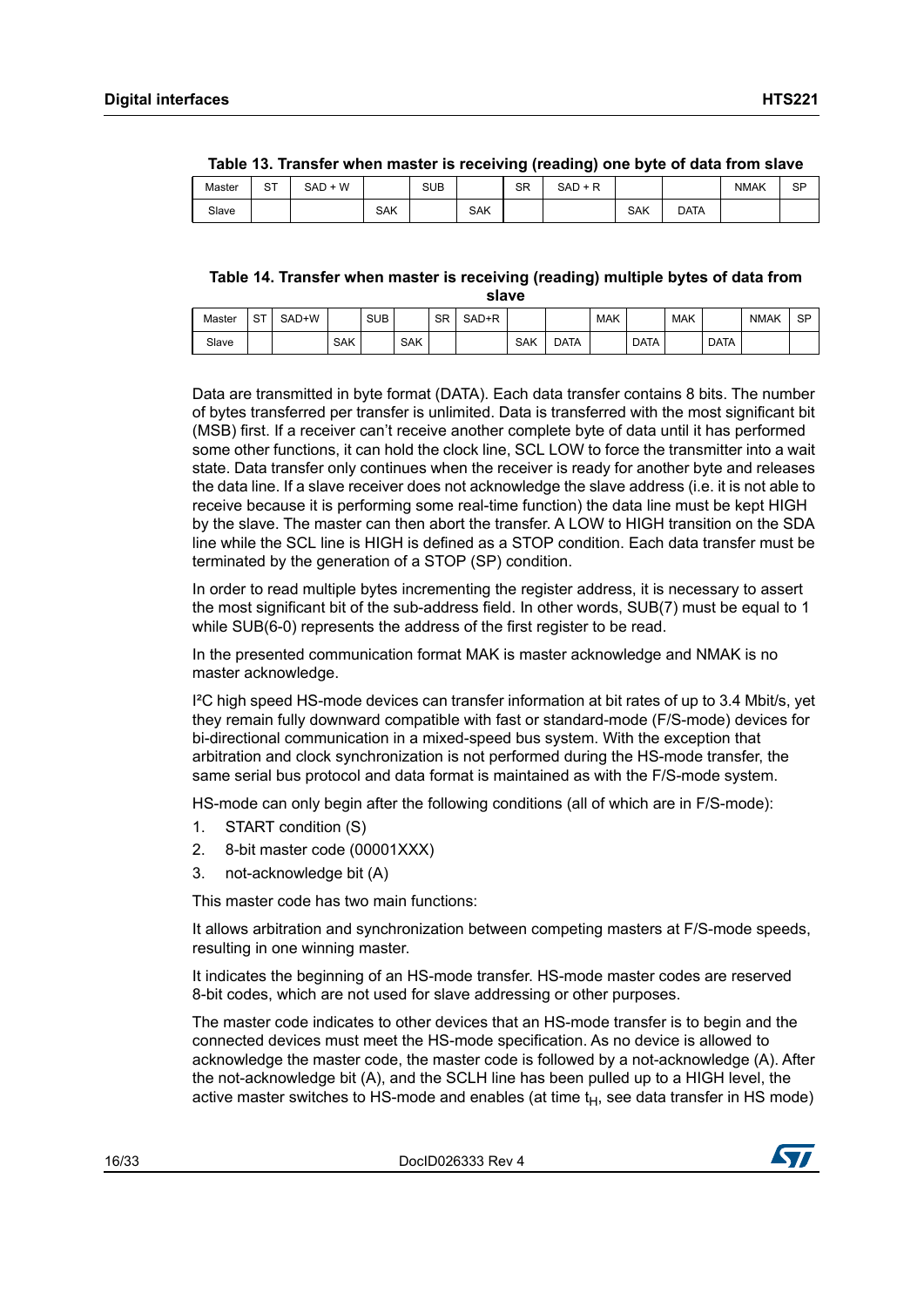**Table 13. Transfer when master is receiving (reading) one byte of data from slave**

| Master | ST | SAD + W | | SUB | | SR | SAD + R | | | NMAK | SP |
|---|---|---|---|---|---|---|---|---|---|---|---|
| Slave | | | SAK | | SAK | | | SAK | DATA | | |

**Table 14. Transfer when master is receiving (reading) multiple bytes of data from slave**

| Master | ST | SAD+W | | SUB | | SR | SAD+R | | | MAK | | MAK | | NMAK | SP |
|---|---|---|---|---|---|---|---|---|---|---|---|---|---|---|---|
| Slave | | | SAK | | SAK | | | SAK | DATA | | DATA | | DATA | | |

Data are transmitted in byte format (DATA). Each data transfer contains 8 bits. The number of bytes transferred per transfer is unlimited. Data is transferred with the most significant bit (MSB) first. If a receiver can't receive another complete byte of data until it has performed some other functions, it can hold the clock line, SCL LOW to force the transmitter into a wait state. Data transfer only continues when the receiver is ready for another byte and releases the data line. If a slave receiver does not acknowledge the slave address (i.e. it is not able to receive because it is performing some real-time function) the data line must be kept HIGH by the slave. The master can then abort the transfer. A LOW to HIGH transition on the SDA line while the SCL line is HIGH is defined as a STOP condition. Each data transfer must be terminated by the generation of a STOP (SP) condition.

In order to read multiple bytes incrementing the register address, it is necessary to assert the most significant bit of the sub-address field. In other words, SUB(7) must be equal to 1 while SUB(6-0) represents the address of the first register to be read.

In the presented communication format MAK is master acknowledge and NMAK is no master acknowledge.

I²C high speed HS-mode devices can transfer information at bit rates of up to 3.4 Mbit/s, yet they remain fully downward compatible with fast or standard-mode (F/S-mode) devices for bi-directional communication in a mixed-speed bus system. With the exception that arbitration and clock synchronization is not performed during the HS-mode transfer, the same serial bus protocol and data format is maintained as with the F/S-mode system.

HS-mode can only begin after the following conditions (all of which are in F/S-mode):

1. START condition (S)
2. 8-bit master code (00001XXX)
3. not-acknowledge bit (A)

This master code has two main functions:

It allows arbitration and synchronization between competing masters at F/S-mode speeds, resulting in one winning master.

It indicates the beginning of an HS-mode transfer. HS-mode master codes are reserved 8-bit codes, which are not used for slave addressing or other purposes.

The master code indicates to other devices that an HS-mode transfer is to begin and the connected devices must meet the HS-mode specification. As no device is allowed to acknowledge the master code, the master code is followed by a not-acknowledge (A). After the not-acknowledge bit (A), and the SCLH line has been pulled up to a HIGH level, the active master switches to HS-mode and enables (at time $t_H$, see data transfer in HS mode)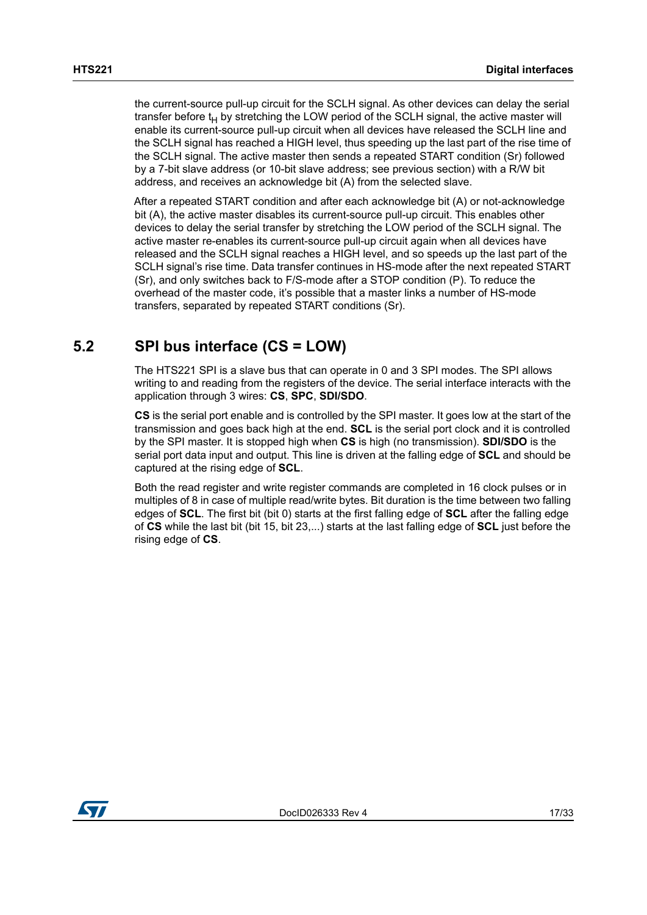the current-source pull-up circuit for the SCLH signal. As other devices can delay the serial transfer before $t_H$ by stretching the LOW period of the SCLH signal, the active master will enable its current-source pull-up circuit when all devices have released the SCLH line and the SCLH signal has reached a HIGH level, thus speeding up the last part of the rise time of the SCLH signal. The active master then sends a repeated START condition (Sr) followed by a 7-bit slave address (or 10-bit slave address; see previous section) with a R/W bit address, and receives an acknowledge bit (A) from the selected slave.

After a repeated START condition and after each acknowledge bit (A) or not-acknowledge bit (A), the active master disables its current-source pull-up circuit. This enables other devices to delay the serial transfer by stretching the LOW period of the SCLH signal. The active master re-enables its current-source pull-up circuit again when all devices have released and the SCLH signal reaches a HIGH level, and so speeds up the last part of the SCLH signal's rise time. Data transfer continues in HS-mode after the next repeated START (Sr), and only switches back to F/S-mode after a STOP condition (P). To reduce the overhead of the master code, it's possible that a master links a number of HS-mode transfers, separated by repeated START conditions (Sr).

## 5.2 SPI bus interface (CS = LOW)

The HTS221 SPI is a slave bus that can operate in 0 and 3 SPI modes. The SPI allows writing to and reading from the registers of the device. The serial interface interacts with the application through 3 wires: **CS**, **SPC**, **SDI/SDO**.

**CS** is the serial port enable and is controlled by the SPI master. It goes low at the start of the transmission and goes back high at the end. **SCL** is the serial port clock and it is controlled by the SPI master. It is stopped high when **CS** is high (no transmission). **SDI/SDO** is the serial port data input and output. This line is driven at the falling edge of **SCL** and should be captured at the rising edge of **SCL**.

Both the read register and write register commands are completed in 16 clock pulses or in multiples of 8 in case of multiple read/write bytes. Bit duration is the time between two falling edges of **SCL**. The first bit (bit 0) starts at the first falling edge of **SCL** after the falling edge of **CS** while the last bit (bit 15, bit 23,...) starts at the last falling edge of **SCL** just before the rising edge of **CS**.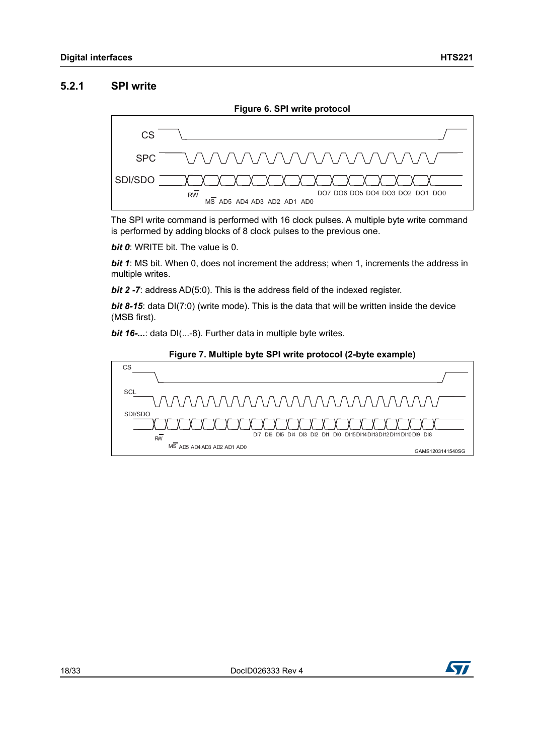### 5.2.1 SPI write

**Figure 6. SPI write protocol**

The SPI write command is performed with 16 clock pulses. A multiple byte write command is performed by adding blocks of 8 clock pulses to the previous one.

***bit 0***: WRITE bit. The value is 0.

***bit 1***: MS bit. When 0, does not increment the address; when 1, increments the address in multiple writes.

***bit 2 -7***: address AD(5:0). This is the address field of the indexed register.

***bit 8-15***: data DI(7:0) (write mode). This is the data that will be written inside the device (MSB first).

***bit 16-...***: data DI(...-8). Further data in multiple byte writes.

**Figure 7. Multiple byte SPI write protocol (2-byte example)**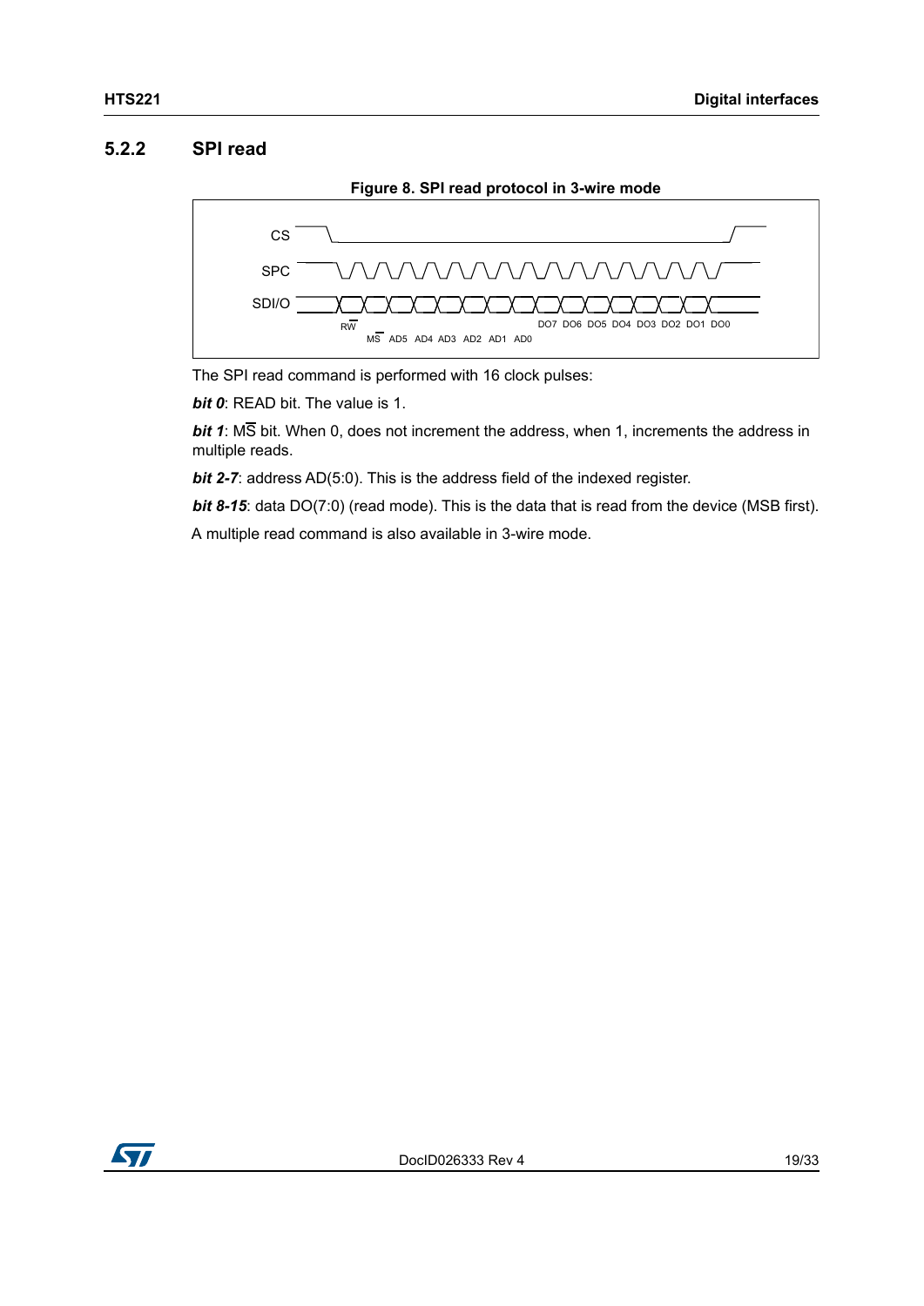### 5.2.2 SPI read

**Figure 8. SPI read protocol in 3-wire mode**

The SPI read command is performed with 16 clock pulses:

***bit 0***: READ bit. The value is 1.

***bit 1***: M$\overline{\text{S}}$ bit. When 0, does not increment the address, when 1, increments the address in multiple reads.

***bit 2-7***: address AD(5:0). This is the address field of the indexed register.

***bit 8-15***: data DO(7:0) (read mode). This is the data that is read from the device (MSB first).

A multiple read command is also available in 3-wire mode.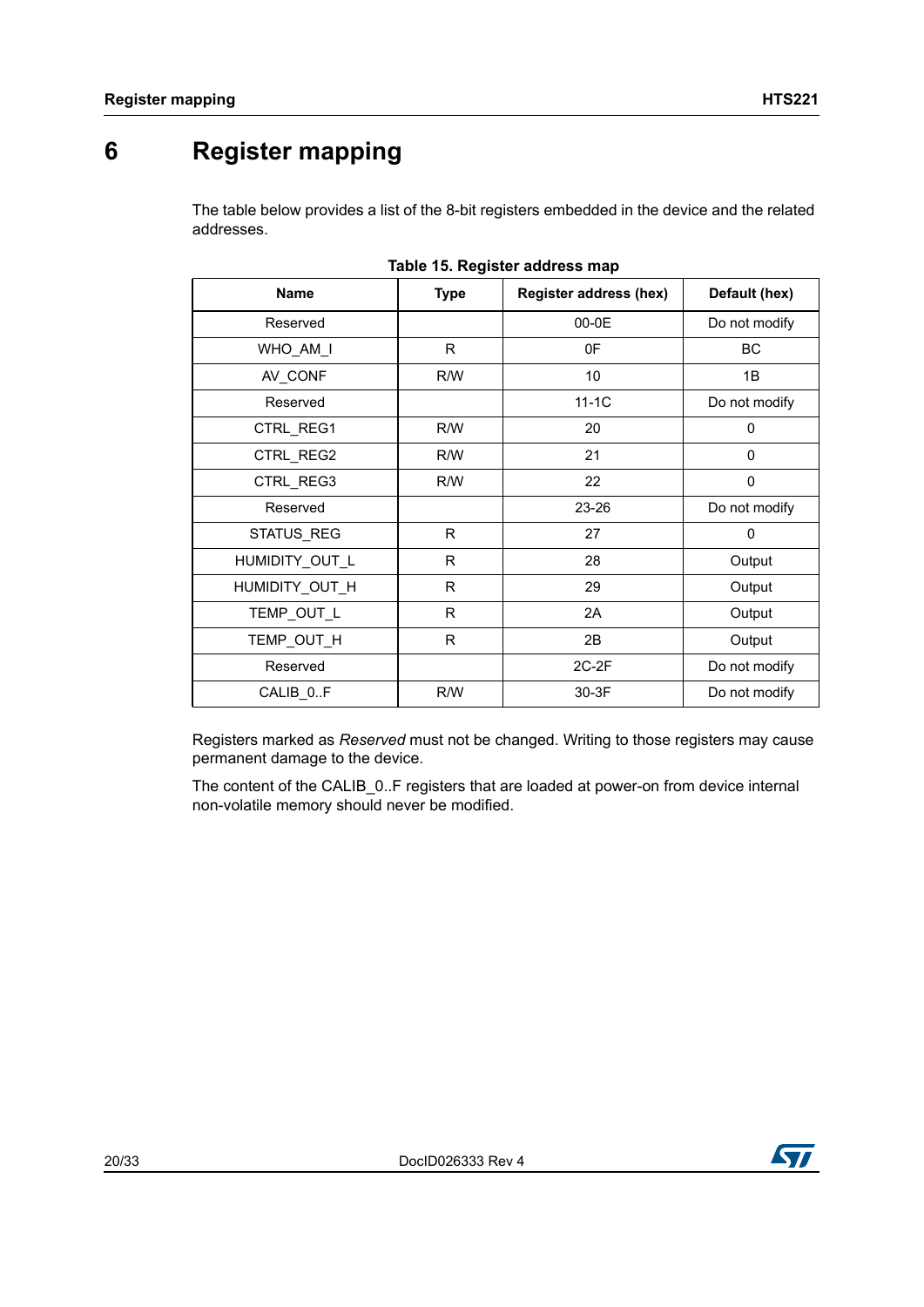# 6 Register mapping

The table below provides a list of the 8-bit registers embedded in the device and the related addresses.

**Table 15. Register address map**

| Name | Type | Register address (hex) | Default (hex) |
|---|---|---|---|
| Reserved | | 00-0E | Do not modify |
| WHO_AM_I | R | 0F | BC |
| AV_CONF | R/W | 10 | 1B |
| Reserved | | 11-1C | Do not modify |
| CTRL_REG1 | R/W | 20 | 0 |
| CTRL_REG2 | R/W | 21 | 0 |
| CTRL_REG3 | R/W | 22 | 0 |
| Reserved | | 23-26 | Do not modify |
| STATUS_REG | R | 27 | 0 |
| HUMIDITY_OUT_L | R | 28 | Output |
| HUMIDITY_OUT_H | R | 29 | Output |
| TEMP_OUT_L | R | 2A | Output |
| TEMP_OUT_H | R | 2B | Output |
| Reserved | | 2C-2F | Do not modify |
| CALIB_0..F | R/W | 30-3F | Do not modify |

Registers marked as *Reserved* must not be changed. Writing to those registers may cause permanent damage to the device.

The content of the CALIB_0..F registers that are loaded at power-on from device internal non-volatile memory should never be modified.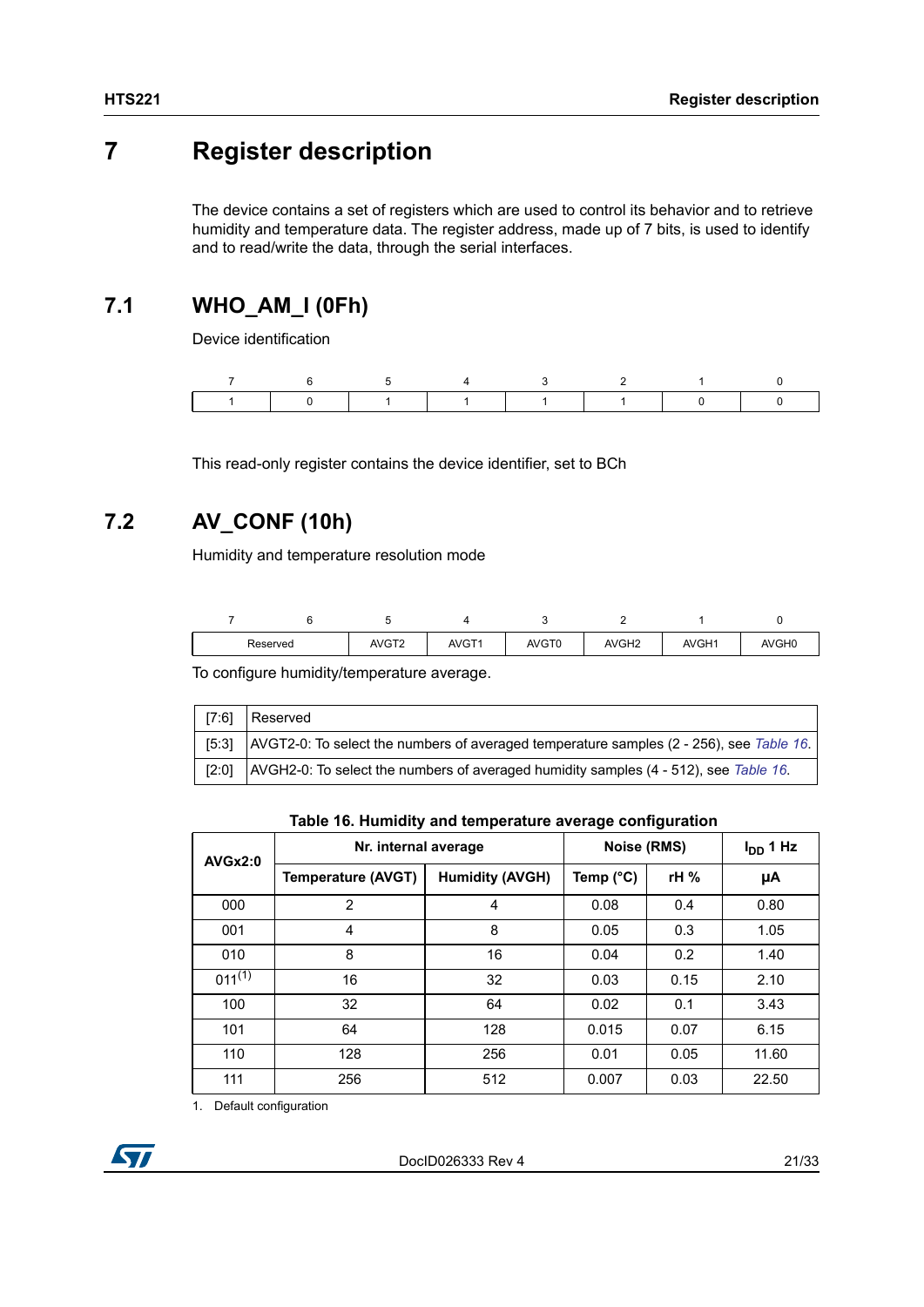# 7 Register description

The device contains a set of registers which are used to control its behavior and to retrieve humidity and temperature data. The register address, made up of 7 bits, is used to identify and to read/write the data, through the serial interfaces.

## 7.1 WHO_AM_I (0Fh)

Device identification

| 7 | 6 | 5 | 4 | 3 | 2 | 1 | 0 |
|---|---|---|---|---|---|---|---|
| 1 | 0 | 1 | 1 | 1 | 1 | 0 | 0 |

This read-only register contains the device identifier, set to BCh

## 7.2 AV_CONF (10h)

Humidity and temperature resolution mode

| 7 | 6 | 5 | 4 | 3 | 2 | 1 | 0 |
|---|---|---|---|---|---|---|---|
| Reserved | | AVGT2 | AVGT1 | AVGT0 | AVGH2 | AVGH1 | AVGH0 |

To configure humidity/temperature average.

| | |
|---|---|
| [7:6] | Reserved |
| [5:3] | AVGT2-0: To select the numbers of averaged temperature samples (2 - 256), see *Table 16*. |
| [2:0] | AVGH2-0: To select the numbers of averaged humidity samples (4 - 512), see *Table 16*. |

**Table 16. Humidity and temperature average configuration**

| AVGx2:0 | Nr. internal average | | Noise (RMS) | | $I_{DD}$ 1 Hz |
|---|---|---|---|---|---|
| | Temperature (AVGT) | Humidity (AVGH) | Temp (°C) | rH % | µA |
| 000 | 2 | 4 | 0.08 | 0.4 | 0.80 |
| 001 | 4 | 8 | 0.05 | 0.3 | 1.05 |
| 010 | 8 | 16 | 0.04 | 0.2 | 1.40 |
| 011(1) | 16 | 32 | 0.03 | 0.15 | 2.10 |
| 100 | 32 | 64 | 0.02 | 0.1 | 3.43 |
| 101 | 64 | 128 | 0.015 | 0.07 | 6.15 |
| 110 | 128 | 256 | 0.01 | 0.05 | 11.60 |
| 111 | 256 | 512 | 0.007 | 0.03 | 22.50 |

1. Default configuration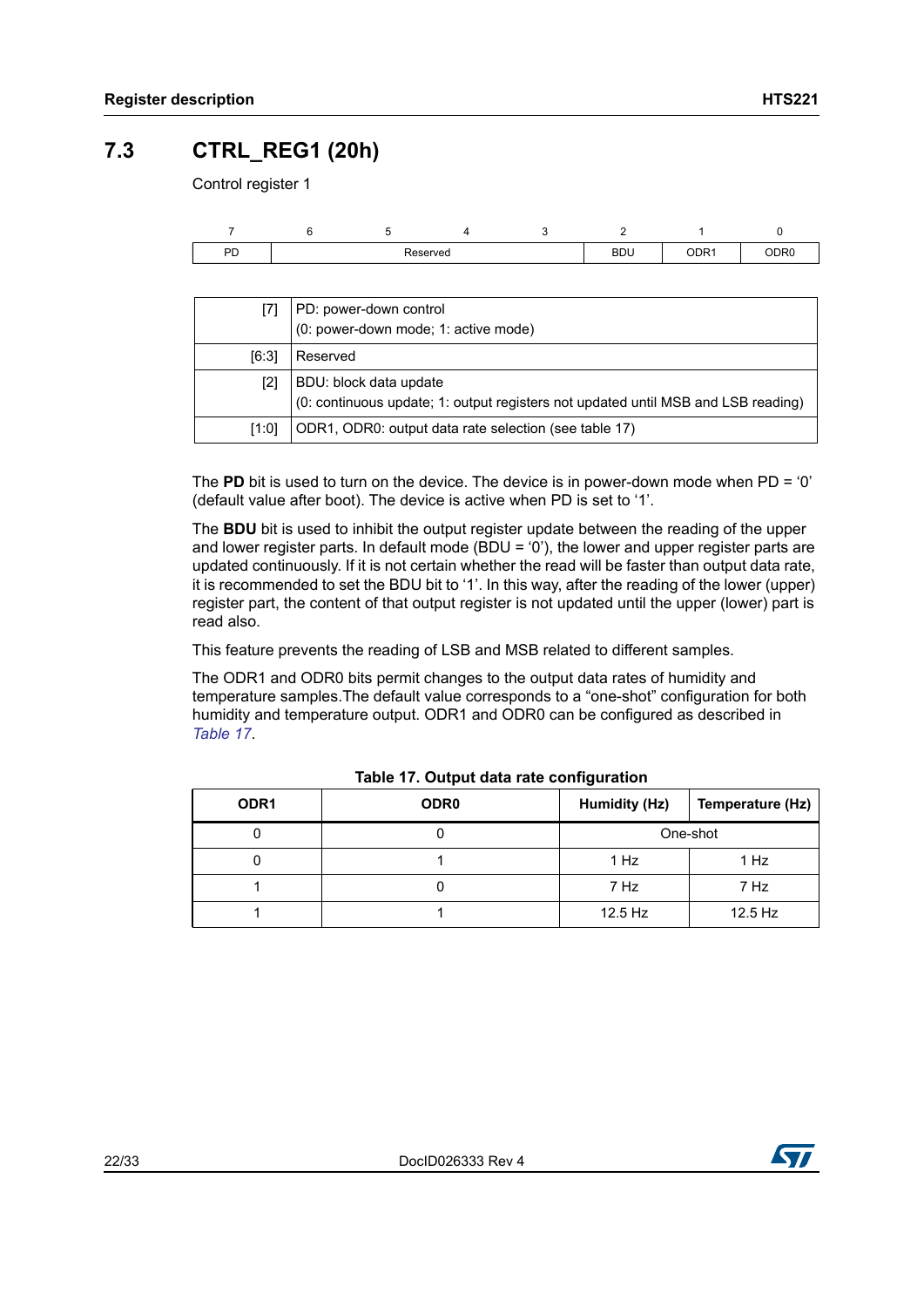## 7.3 CTRL_REG1 (20h)

Control register 1

| 7 | 6 | 5 | 4 | 3 | 2 | 1 | 0 |
|---|---|---|---|---|---|---|---|
| PD | Reserved | | | | BDU | ODR1 | ODR0 |

| | |
|---|---|
| [7] | PD: power-down control<br>(0: power-down mode; 1: active mode) |
| [6:3] | Reserved |
| [2] | BDU: block data update<br>(0: continuous update; 1: output registers not updated until MSB and LSB reading) |
| [1:0] | ODR1, ODR0: output data rate selection (see table 17) |

The **PD** bit is used to turn on the device. The device is in power-down mode when PD = ‘0’ (default value after boot). The device is active when PD is set to ‘1’.

The **BDU** bit is used to inhibit the output register update between the reading of the upper and lower register parts. In default mode (BDU = ‘0’), the lower and upper register parts are updated continuously. If it is not certain whether the read will be faster than output data rate, it is recommended to set the BDU bit to ‘1’. In this way, after the reading of the lower (upper) register part, the content of that output register is not updated until the upper (lower) part is read also.

This feature prevents the reading of LSB and MSB related to different samples.

The ODR1 and ODR0 bits permit changes to the output data rates of humidity and temperature samples.The default value corresponds to a “one-shot” configuration for both humidity and temperature output. ODR1 and ODR0 can be configured as described in *Table 17*.

**Table 17. Output data rate configuration**

| ODR1 | ODR0 | Humidity (Hz) | Temperature (Hz) |
|---|---|---|---|
| 0 | 0 | One-shot | |
| 0 | 1 | 1 Hz | 1 Hz |
| 1 | 0 | 7 Hz | 7 Hz |
| 1 | 1 | 12.5 Hz | 12.5 Hz |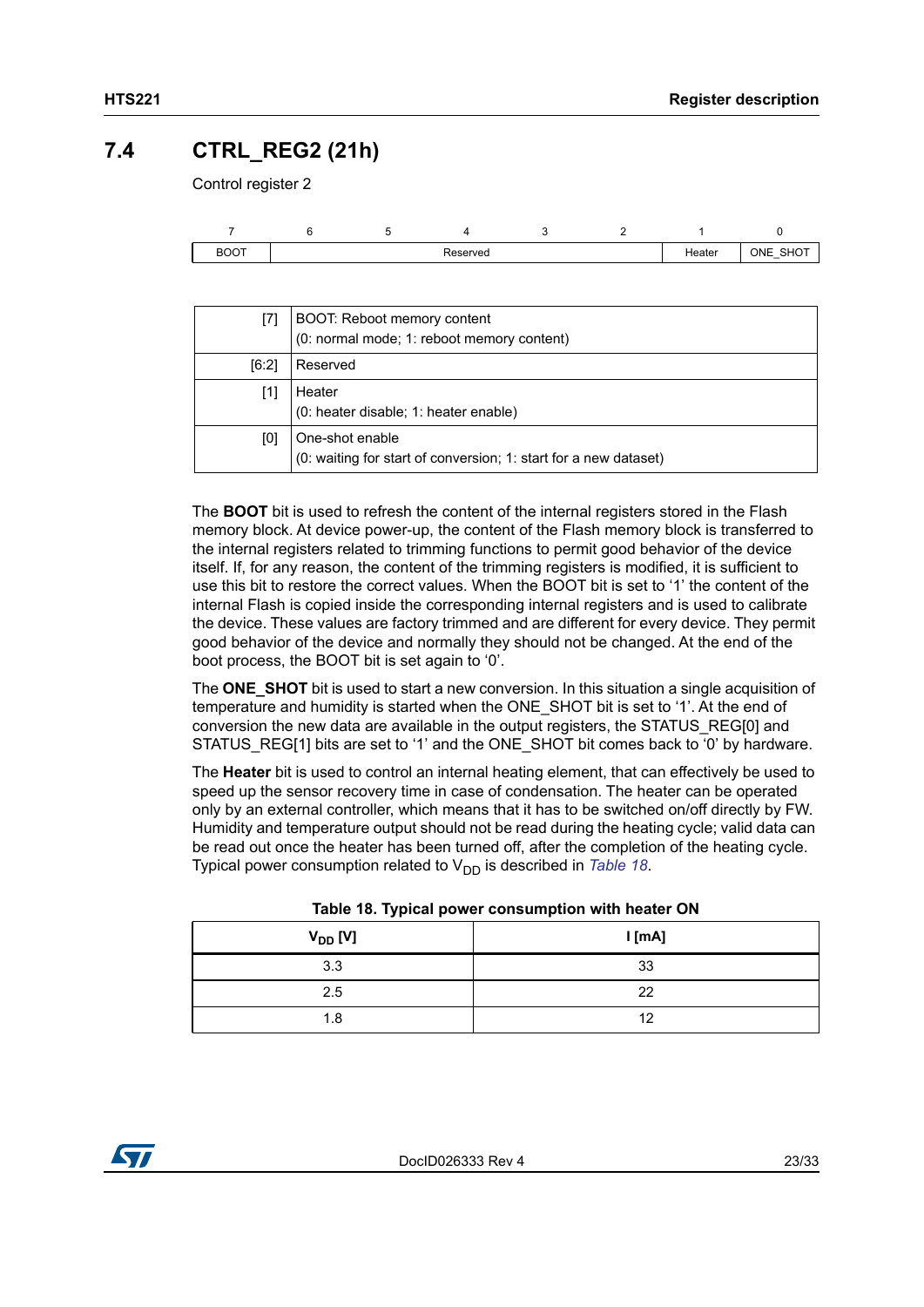## 7.4 CTRL_REG2 (21h)

Control register 2

| 7 | 6 | 5 | 4 | 3 | 2 | 1 | 0 |
|---|---|---|---|---|---|---|---|
| BOOT | Reserved | | | | | Heater | ONE_SHOT |

| | |
|---|---|
| [7] | BOOT: Reboot memory content<br>(0: normal mode; 1: reboot memory content) |
| [6:2] | Reserved |
| [1] | Heater<br>(0: heater disable; 1: heater enable) |
| [0] | One-shot enable<br>(0: waiting for start of conversion; 1: start for a new dataset) |

The **BOOT** bit is used to refresh the content of the internal registers stored in the Flash memory block. At device power-up, the content of the Flash memory block is transferred to the internal registers related to trimming functions to permit good behavior of the device itself. If, for any reason, the content of the trimming registers is modified, it is sufficient to use this bit to restore the correct values. When the BOOT bit is set to '1' the content of the internal Flash is copied inside the corresponding internal registers and is used to calibrate the device. These values are factory trimmed and are different for every device. They permit good behavior of the device and normally they should not be changed. At the end of the boot process, the BOOT bit is set again to '0'.

The **ONE_SHOT** bit is used to start a new conversion. In this situation a single acquisition of temperature and humidity is started when the ONE_SHOT bit is set to '1'. At the end of conversion the new data are available in the output registers, the STATUS_REG[0] and STATUS_REG[1] bits are set to '1' and the ONE_SHOT bit comes back to '0' by hardware.

The **Heater** bit is used to control an internal heating element, that can effectively be used to speed up the sensor recovery time in case of condensation. The heater can be operated only by an external controller, which means that it has to be switched on/off directly by FW. Humidity and temperature output should not be read during the heating cycle; valid data can be read out once the heater has been turned off, after the completion of the heating cycle. Typical power consumption related to $V_{DD}$ is described in *Table 18*.

**Table 18. Typical power consumption with heater ON**

| $V_{DD}$ [V] | I [mA] |
|---|---|
| 3.3 | 33 |
| 2.5 | 22 |
| 1.8 | 12 |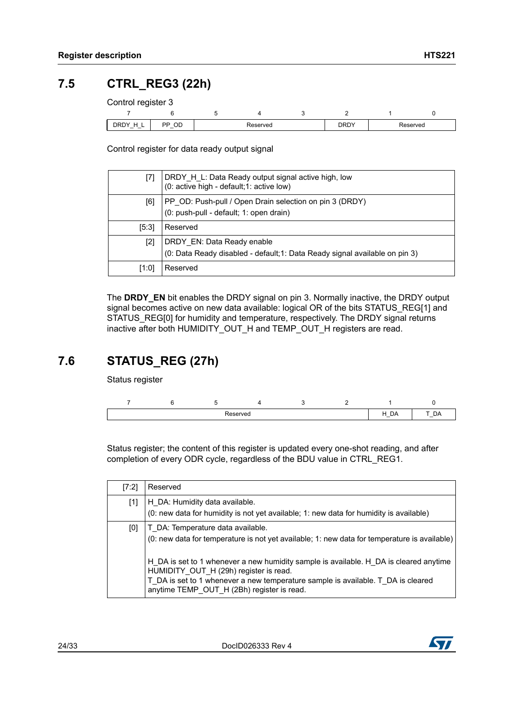## 7.5 CTRL_REG3 (22h)

Control register 3

| 7 | 6 | 5 | 4 | 3 | 2 | 1 | 0 |
|---|---|---|---|---|---|---|---|
| DRDY_H_L | PP_OD | Reserved | | | DRDY | Reserved | |

Control register for data ready output signal

| | |
|---|---|
| [7] | DRDY_H_L: Data Ready output signal active high, low<br>(0: active high - default;1: active low) |
| [6] | PP_OD: Push-pull / Open Drain selection on pin 3 (DRDY)<br>(0: push-pull - default; 1: open drain) |
| [5:3] | Reserved |
| [2] | DRDY_EN: Data Ready enable<br>(0: Data Ready disabled - default;1: Data Ready signal available on pin 3) |
| [1:0] | Reserved |

The **DRDY_EN** bit enables the DRDY signal on pin 3. Normally inactive, the DRDY output signal becomes active on new data available: logical OR of the bits STATUS_REG[1] and STATUS_REG[0] for humidity and temperature, respectively. The DRDY signal returns inactive after both HUMIDITY_OUT_H and TEMP_OUT_H registers are read.

## 7.6 STATUS_REG (27h)

Status register

| 7 | 6 | 5 | 4 | 3 | 2 | 1 | 0 |
|---|---|---|---|---|---|---|---|
| Reserved | | | | | | H_DA | T_DA |

Status register; the content of this register is updated every one-shot reading, and after completion of every ODR cycle, regardless of the BDU value in CTRL_REG1.

| | |
|---|---|
| [7:2] | Reserved |
| [1] | H_DA: Humidity data available.<br>(0: new data for humidity is not yet available; 1: new data for humidity is available) |
| [0] | T_DA: Temperature data available.<br>(0: new data for temperature is not yet available; 1: new data for temperature is available)<br><br>H_DA is set to 1 whenever a new humidity sample is available. H_DA is cleared anytime HUMIDITY_OUT_H (29h) register is read.<br>T_DA is set to 1 whenever a new temperature sample is available. T_DA is cleared anytime TEMP_OUT_H (2Bh) register is read. |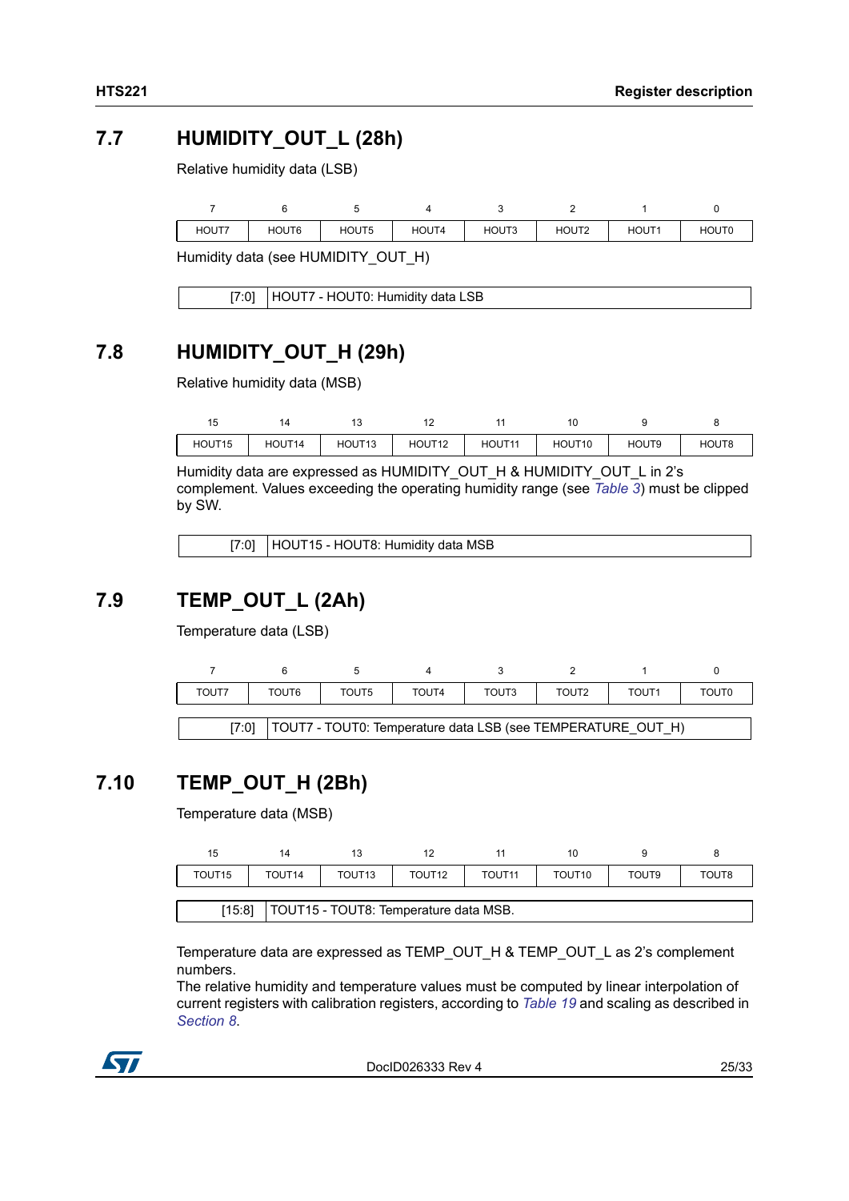## 7.7 HUMIDITY_OUT_L (28h)

Relative humidity data (LSB)

| 7 | 6 | 5 | 4 | 3 | 2 | 1 | 0 |
|---|---|---|---|---|---|---|---|
| HOUT7 | HOUT6 | HOUT5 | HOUT4 | HOUT3 | HOUT2 | HOUT1 | HOUT0 |

Humidity data (see HUMIDITY_OUT_H)

| | |
|---|---|
| [7:0] | HOUT7 - HOUT0: Humidity data LSB |

## 7.8 HUMIDITY_OUT_H (29h)

Relative humidity data (MSB)

| 15 | 14 | 13 | 12 | 11 | 10 | 9 | 8 |
|---|---|---|---|---|---|---|---|
| HOUT15 | HOUT14 | HOUT13 | HOUT12 | HOUT11 | HOUT10 | HOUT9 | HOUT8 |

Humidity data are expressed as HUMIDITY_OUT_H & HUMIDITY_OUT_L in 2's complement. Values exceeding the operating humidity range (see *Table 3*) must be clipped by SW.

| | |
|---|---|
| [7:0] | HOUT15 - HOUT8: Humidity data MSB |

## 7.9 TEMP_OUT_L (2Ah)

Temperature data (LSB)

| 7 | 6 | 5 | 4 | 3 | 2 | 1 | 0 |
|---|---|---|---|---|---|---|---|
| TOUT7 | TOUT6 | TOUT5 | TOUT4 | TOUT3 | TOUT2 | TOUT1 | TOUT0 |

| | |
|---|---|
| [7:0] | TOUT7 - TOUT0: Temperature data LSB (see TEMPERATURE_OUT_H) |

## 7.10 TEMP_OUT_H (2Bh)

Temperature data (MSB)

| 15 | 14 | 13 | 12 | 11 | 10 | 9 | 8 |
|---|---|---|---|---|---|---|---|
| TOUT15 | TOUT14 | TOUT13 | TOUT12 | TOUT11 | TOUT10 | TOUT9 | TOUT8 |

| | |
|---|---|
| [15:8] | TOUT15 - TOUT8: Temperature data MSB. |

Temperature data are expressed as TEMP_OUT_H & TEMP_OUT_L as 2's complement numbers.
The relative humidity and temperature values must be computed by linear interpolation of current registers with calibration registers, according to *Table 19* and scaling as described in *Section 8*.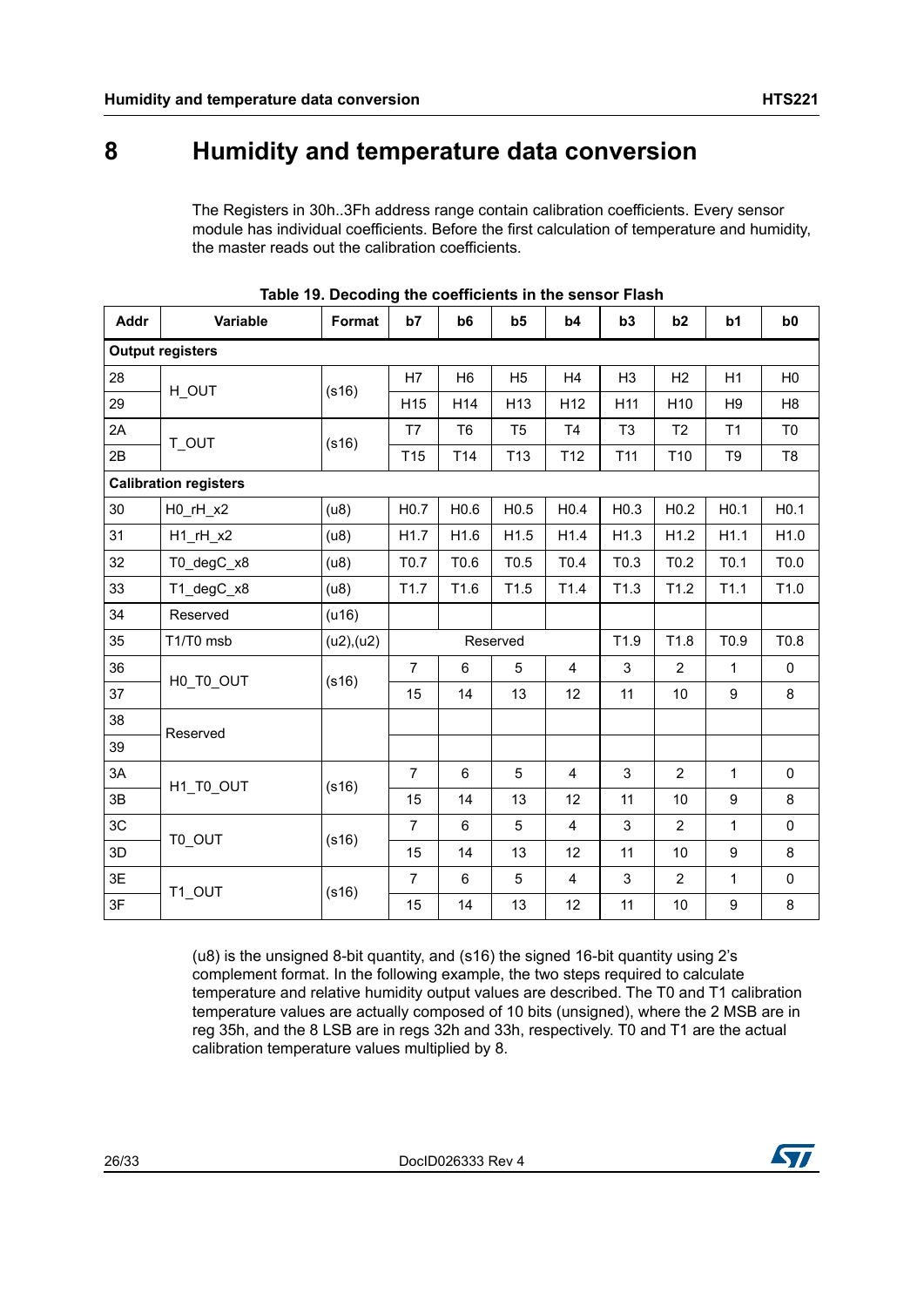# 8 Humidity and temperature data conversion

The Registers in 30h..3Fh address range contain calibration coefficients. Every sensor module has individual coefficients. Before the first calculation of temperature and humidity, the master reads out the calibration coefficients.

**Table 19. Decoding the coefficients in the sensor Flash**

| Addr | Variable | Format | b7 | b6 | b5 | b4 | b3 | b2 | b1 | b0 |
|---|---|---|---|---|---|---|---|---|---|---|
| **Output registers** | | | | | | | | | | |
| 28 | H_OUT | (s16) | H7 | H6 | H5 | H4 | H3 | H2 | H1 | H0 |
| 29 | | | H15 | H14 | H13 | H12 | H11 | H10 | H9 | H8 |
| 2A | T_OUT | (s16) | T7 | T6 | T5 | T4 | T3 | T2 | T1 | T0 |
| 2B | | | T15 | T14 | T13 | T12 | T11 | T10 | T9 | T8 |
| **Calibration registers** | | | | | | | | | | |
| 30 | H0_rH_x2 | (u8) | H0.7 | H0.6 | H0.5 | H0.4 | H0.3 | H0.2 | H0.1 | H0.1 |
| 31 | H1_rH_x2 | (u8) | H1.7 | H1.6 | H1.5 | H1.4 | H1.3 | H1.2 | H1.1 | H1.0 |
| 32 | T0_degC_x8 | (u8) | T0.7 | T0.6 | T0.5 | T0.4 | T0.3 | T0.2 | T0.1 | T0.0 |
| 33 | T1_degC_x8 | (u8) | T1.7 | T1.6 | T1.5 | T1.4 | T1.3 | T1.2 | T1.1 | T1.0 |
| 34 | Reserved | (u16) | | | | | | | | |
| 35 | T1/T0 msb | (u2),(u2) | Reserved | | | | T1.9 | T1.8 | T0.9 | T0.8 |
| 36 | H0_T0_OUT | (s16) | 7 | 6 | 5 | 4 | 3 | 2 | 1 | 0 |
| 37 | | | 15 | 14 | 13 | 12 | 11 | 10 | 9 | 8 |
| 38 | Reserved | | | | | | | | | |
| 39 | | | | | | | | | | |
| 3A | H1_T0_OUT | (s16) | 7 | 6 | 5 | 4 | 3 | 2 | 1 | 0 |
| 3B | | | 15 | 14 | 13 | 12 | 11 | 10 | 9 | 8 |
| 3C | T0_OUT | (s16) | 7 | 6 | 5 | 4 | 3 | 2 | 1 | 0 |
| 3D | | | 15 | 14 | 13 | 12 | 11 | 10 | 9 | 8 |
| 3E | T1_OUT | (s16) | 7 | 6 | 5 | 4 | 3 | 2 | 1 | 0 |
| 3F | | | 15 | 14 | 13 | 12 | 11 | 10 | 9 | 8 |

(u8) is the unsigned 8-bit quantity, and (s16) the signed 16-bit quantity using 2's complement format. In the following example, the two steps required to calculate temperature and relative humidity output values are described. The T0 and T1 calibration temperature values are actually composed of 10 bits (unsigned), where the 2 MSB are in reg 35h, and the 8 LSB are in regs 32h and 33h, respectively. T0 and T1 are the actual calibration temperature values multiplied by 8.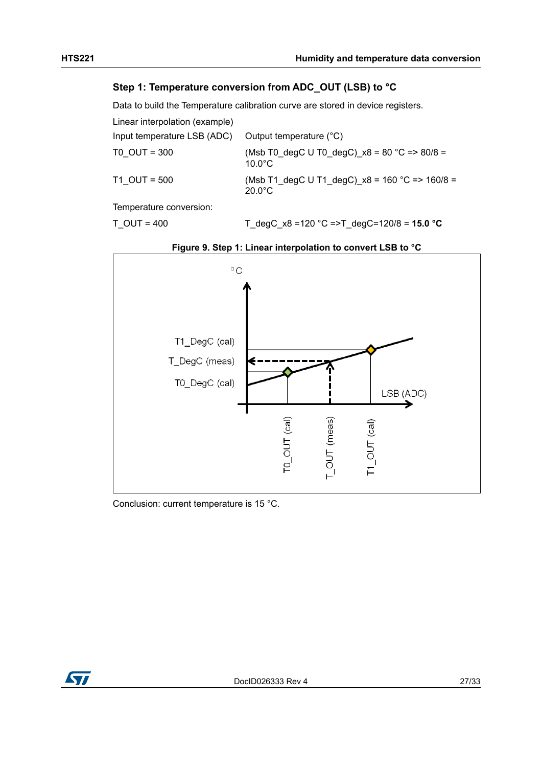### Step 1: Temperature conversion from ADC_OUT (LSB) to °C

Data to build the Temperature calibration curve are stored in device registers.

| Linear interpolation (example) | |
|---|---|
| Input temperature LSB (ADC) | Output temperature (°C) |
| T0_OUT = 300 | (Msb T0_degC U T0_degC)_x8 = 80 °C => 80/8 = 10.0°C |
| T1_OUT = 500 | (Msb T1_degC U T1_degC)_x8 = 160 °C => 160/8 = 20.0°C |
| Temperature conversion: | |
| T_OUT = 400 | T_degC_x8 =120 °C =>T_degC=120/8 = **15.0 °C** |

**Figure 9. Step 1: Linear interpolation to convert LSB to °C**

Conclusion: current temperature is 15 °C.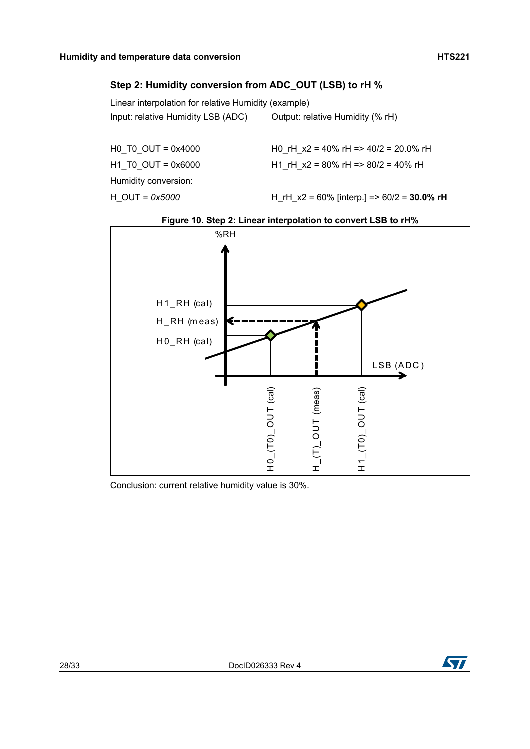### Step 2: Humidity conversion from ADC_OUT (LSB) to rH %

Linear interpolation for relative Humidity (example)

| Input: relative Humidity LSB (ADC) | Output: relative Humidity (% rH) |
|---|---|
| H0_T0_OUT = 0x4000 | H0_rH_x2 = 40% rH => 40/2 = 20.0% rH |
| H1_T0_OUT = 0x6000 | H1_rH_x2 = 80% rH => 80/2 = 40% rH |
| Humidity conversion: | |
| H_OUT = *0x5000* | H_rH_x2 = 60% [interp.] => 60/2 = **30.0% rH** |

**Figure 10. Step 2: Linear interpolation to convert LSB to rH%**

Conclusion: current relative humidity value is 30%.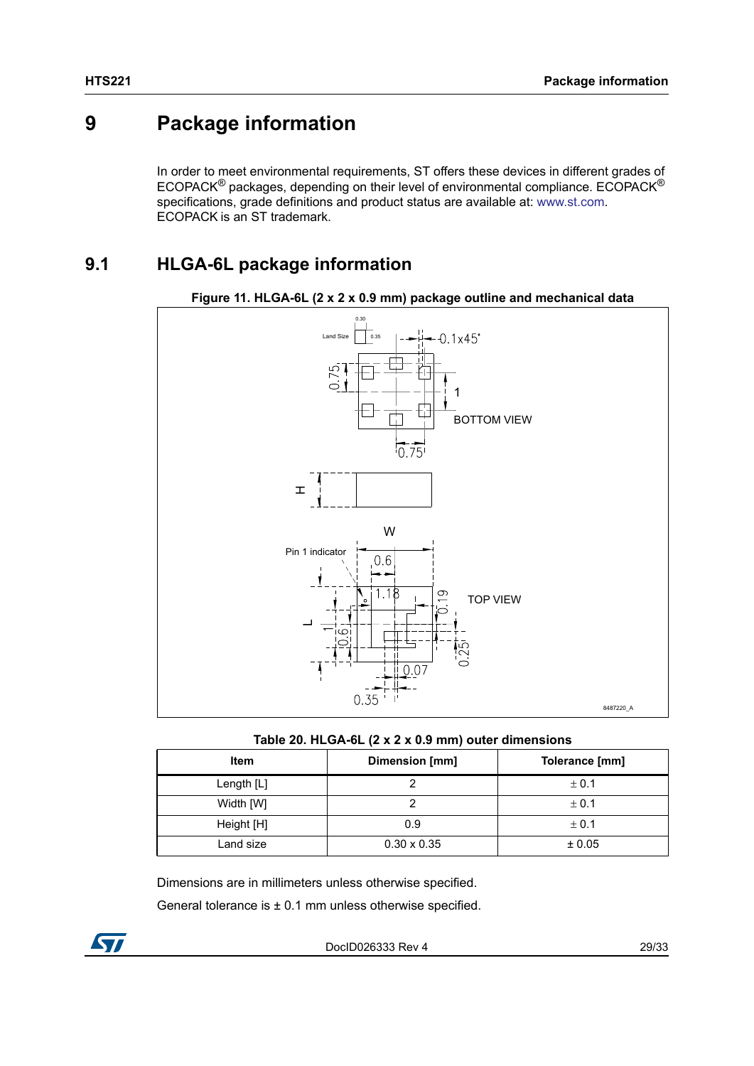# 9 Package information

In order to meet environmental requirements, ST offers these devices in different grades of ECOPACK® packages, depending on their level of environmental compliance. ECOPACK® specifications, grade definitions and product status are available at: www.st.com. ECOPACK is an ST trademark.

## 9.1 HLGA-6L package information

**Figure 11. HLGA-6L (2 x 2 x 0.9 mm) package outline and mechanical data**

**Table 20. HLGA-6L (2 x 2 x 0.9 mm) outer dimensions**

| Item | Dimension [mm] | Tolerance [mm] |
|---|---|---|
| Length [L] | 2 | ± 0.1 |
| Width [W] | 2 | ± 0.1 |
| Height [H] | 0.9 | ± 0.1 |
| Land size | 0.30 x 0.35 | ± 0.05 |

Dimensions are in millimeters unless otherwise specified.

General tolerance is ± 0.1 mm unless otherwise specified.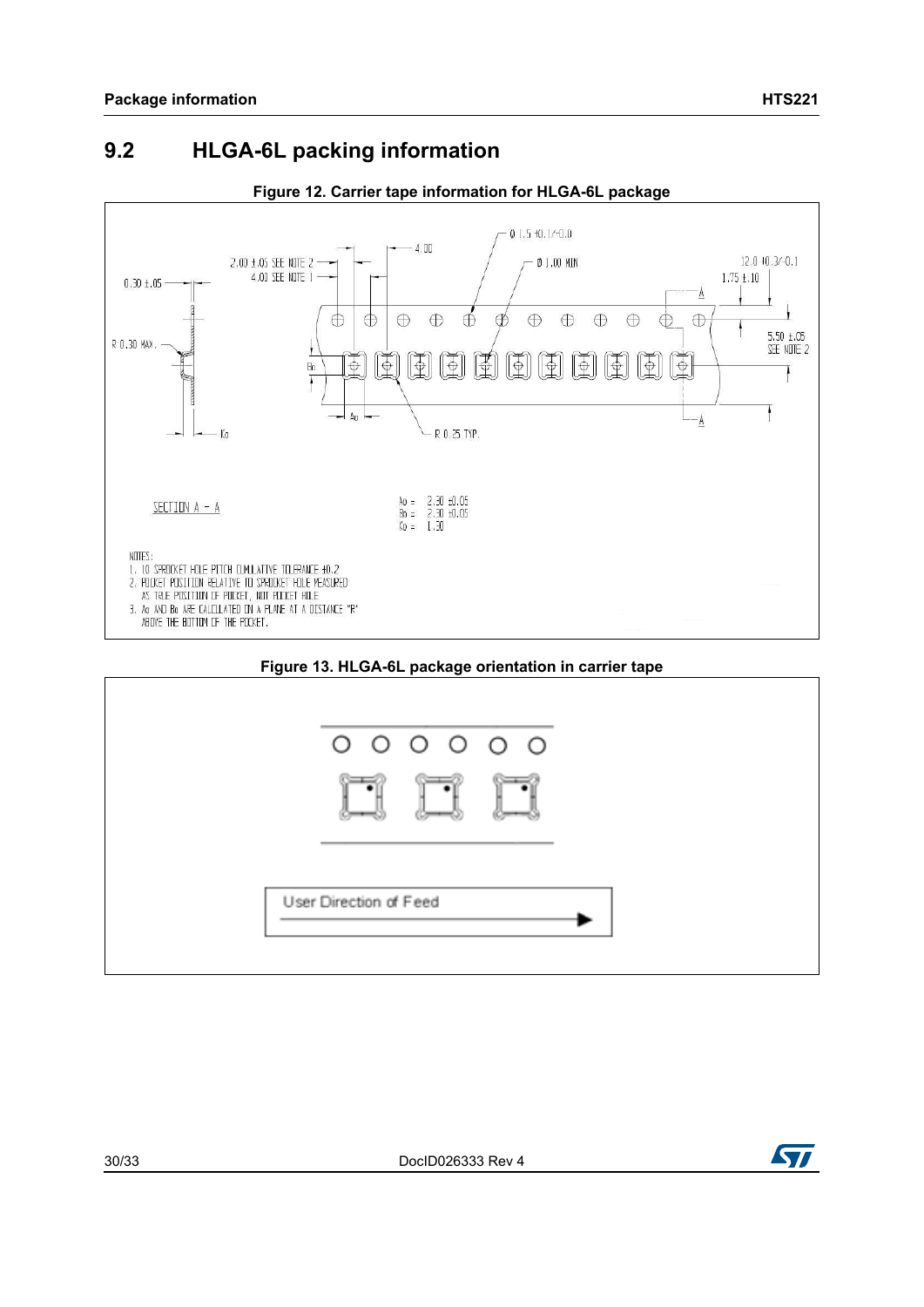## 9.2 HLGA-6L packing information

**Figure 12. Carrier tape information for HLGA-6L package**

SECTION A - A

Ao = 2.30 ±0.05
Bo = 2.30 ±0.05
Ko = 1.30

NOTES:
1. 10 SPROCKET HOLE PITCH CUMULATIVE TOLERANCE ±0.2
2. POCKET POSITION RELATIVE TO SPROCKET HOLE MEASURED AS TRUE POSITION OF POCKET, NOT POCKET HOLE
3. Ao AND Bo ARE CALCULATED ON A PLANE AT A DISTANCE "R" ABOVE THE BOTTOM OF THE POCKET.

**Figure 13. HLGA-6L package orientation in carrier tape**

User Direction of Feed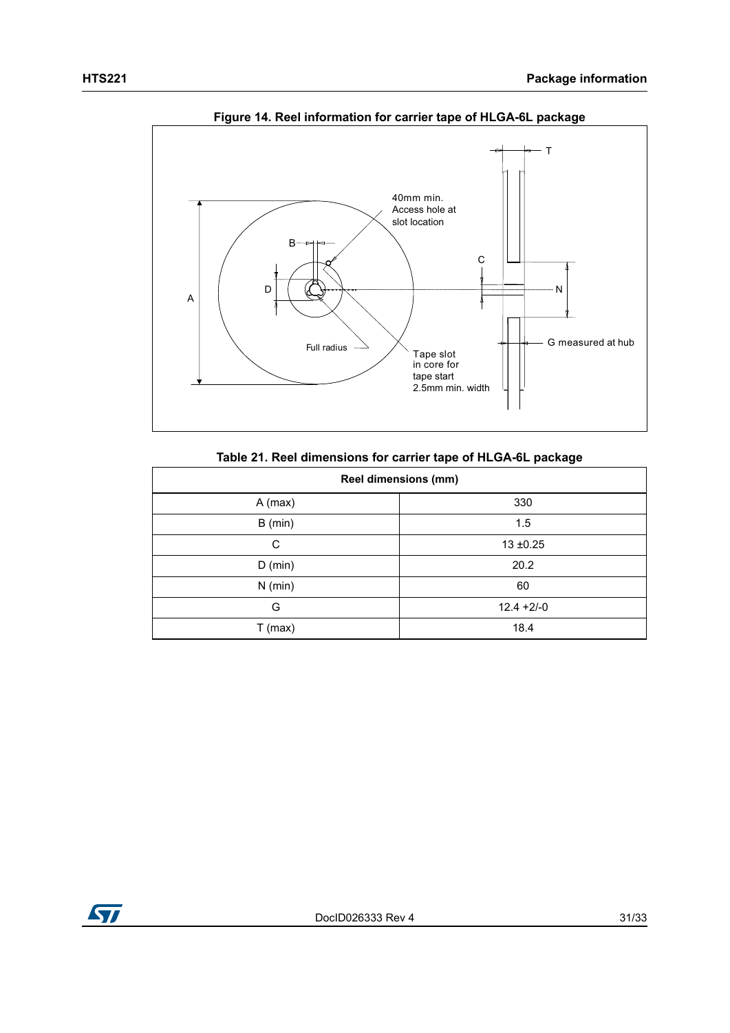**Figure 14. Reel information for carrier tape of HLGA-6L package**

**Table 21. Reel dimensions for carrier tape of HLGA-6L package**

| Reel dimensions (mm) | |
|---|---|
| A (max) | 330 |
| B (min) | 1.5 |
| C | 13 ±0.25 |
| D (min) | 20.2 |
| N (min) | 60 |
| G | 12.4 +2/-0 |
| T (max) | 18.4 |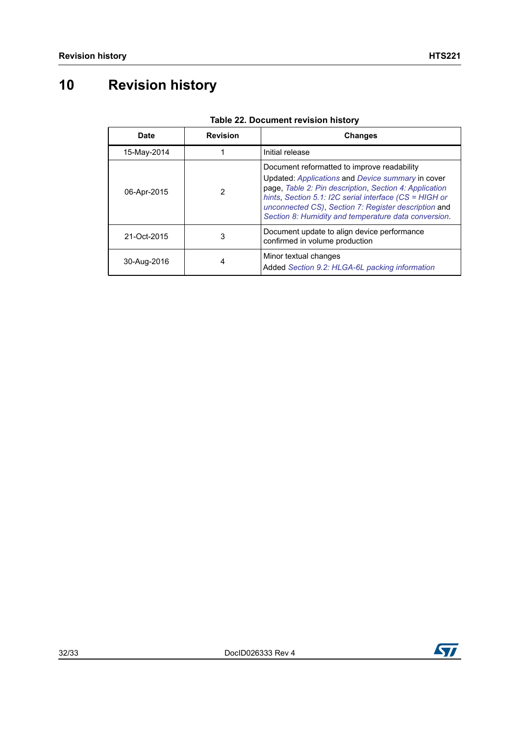# 10 Revision history

**Table 22. Document revision history**

| Date | Revision | Changes |
|---|---|---|
| 15-May-2014 | 1 | Initial release |
| 06-Apr-2015 | 2 | Document reformatted to improve readability<br>Updated: *Applications* and *Device summary* in cover page, *Table 2: Pin description*, *Section 4: Application hints*, *Section 5.1: I2C serial interface (CS = HIGH or unconnected CS)*, *Section 7: Register description* and *Section 8: Humidity and temperature data conversion*. |
| 21-Oct-2015 | 3 | Document update to align device performance confirmed in volume production |
| 30-Aug-2016 | 4 | Minor textual changes<br>Added *Section 9.2: HLGA-6L packing information* |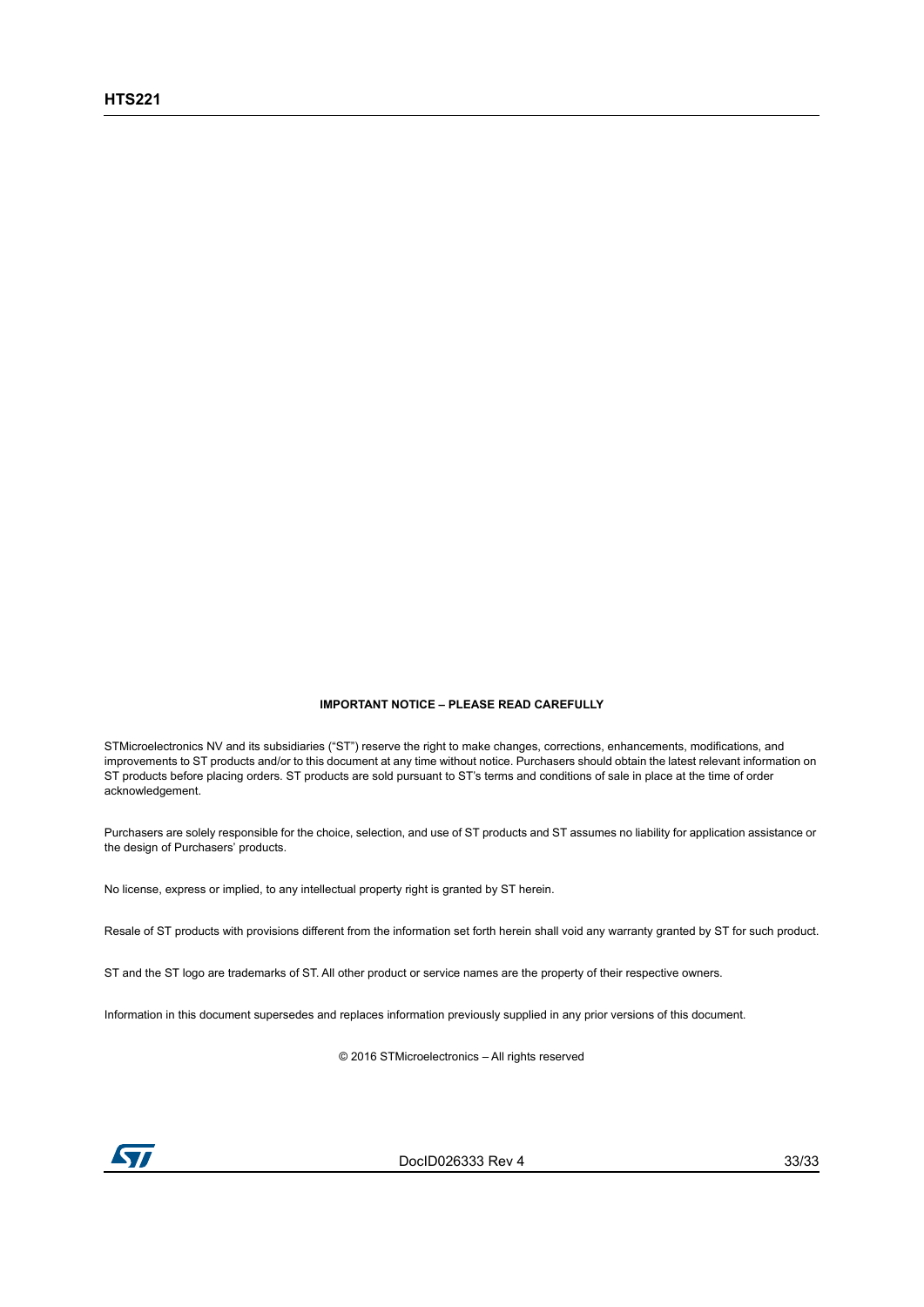**IMPORTANT NOTICE – PLEASE READ CAREFULLY**

STMicroelectronics NV and its subsidiaries ("ST") reserve the right to make changes, corrections, enhancements, modifications, and improvements to ST products and/or to this document at any time without notice. Purchasers should obtain the latest relevant information on ST products before placing orders. ST products are sold pursuant to ST's terms and conditions of sale in place at the time of order acknowledgement.

Purchasers are solely responsible for the choice, selection, and use of ST products and ST assumes no liability for application assistance or the design of Purchasers' products.

No license, express or implied, to any intellectual property right is granted by ST herein.

Resale of ST products with provisions different from the information set forth herein shall void any warranty granted by ST for such product.

ST and the ST logo are trademarks of ST. All other product or service names are the property of their respective owners.

Information in this document supersedes and replaces information previously supplied in any prior versions of this document.

© 2016 STMicroelectronics – All rights reserved